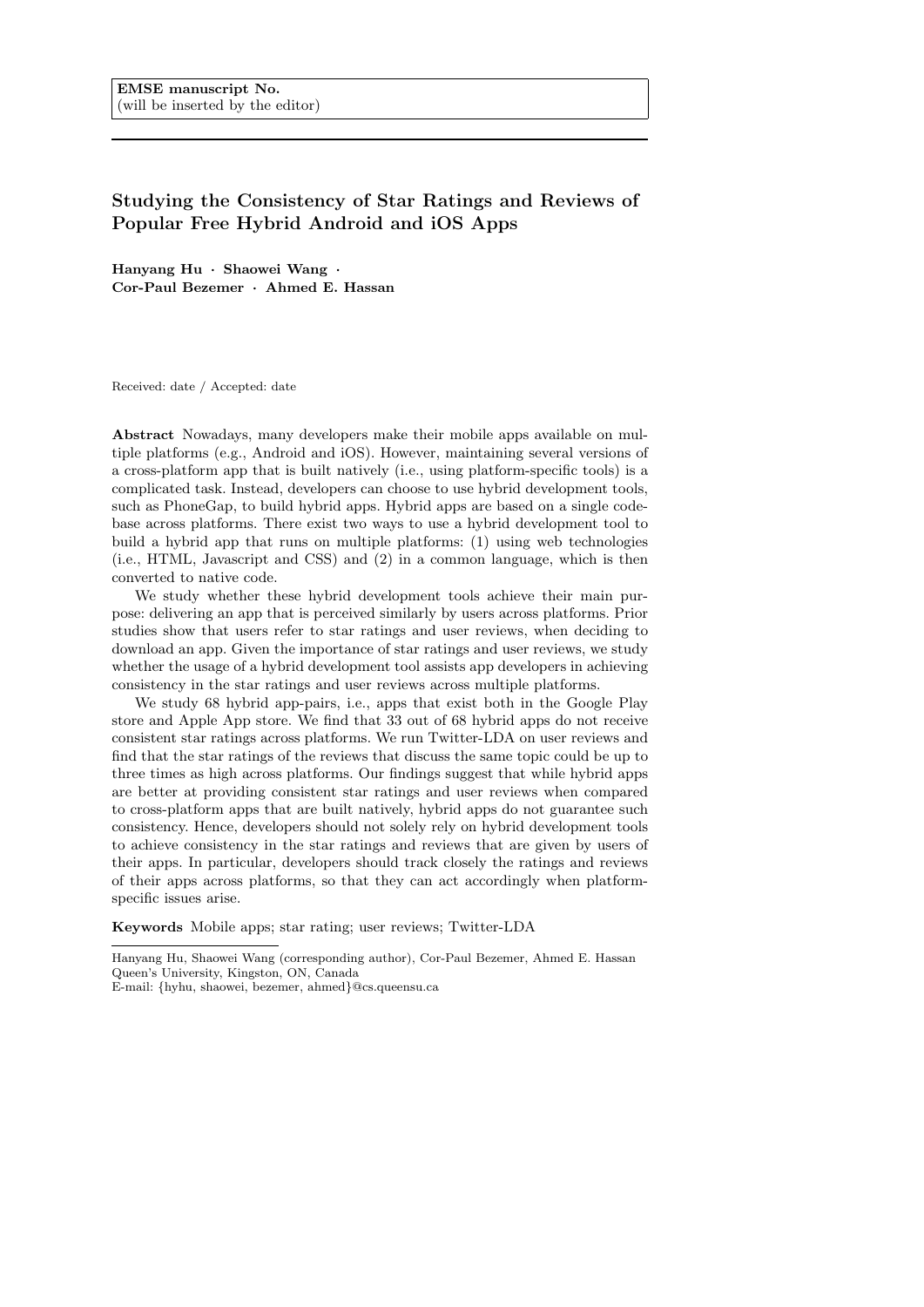**EMSE manuscript No.**
(will be inserted by the editor)

# Studying the Consistency of Star Ratings and Reviews of Popular Free Hybrid Android and iOS Apps

**Hanyang Hu · Shaowei Wang · Cor-Paul Bezemer · Ahmed E. Hassan**

Received: date / Accepted: date

**Abstract** Nowadays, many developers make their mobile apps available on multiple platforms (e.g., Android and iOS). However, maintaining several versions of a cross-platform app that is built natively (i.e., using platform-specific tools) is a complicated task. Instead, developers can choose to use hybrid development tools, such as PhoneGap, to build hybrid apps. Hybrid apps are based on a single codebase across platforms. There exist two ways to use a hybrid development tool to build a hybrid app that runs on multiple platforms: (1) using web technologies (i.e., HTML, Javascript and CSS) and (2) in a common language, which is then converted to native code.

We study whether these hybrid development tools achieve their main purpose: delivering an app that is perceived similarly by users across platforms. Prior studies show that users refer to star ratings and user reviews, when deciding to download an app. Given the importance of star ratings and user reviews, we study whether the usage of a hybrid development tool assists app developers in achieving consistency in the star ratings and user reviews across multiple platforms.

We study 68 hybrid app-pairs, i.e., apps that exist both in the Google Play store and Apple App store. We find that 33 out of 68 hybrid apps do not receive consistent star ratings across platforms. We run Twitter-LDA on user reviews and find that the star ratings of the reviews that discuss the same topic could be up to three times as high across platforms. Our findings suggest that while hybrid apps are better at providing consistent star ratings and user reviews when compared to cross-platform apps that are built natively, hybrid apps do not guarantee such consistency. Hence, developers should not solely rely on hybrid development tools to achieve consistency in the star ratings and reviews that are given by users of their apps. In particular, developers should track closely the ratings and reviews of their apps across platforms, so that they can act accordingly when platform-specific issues arise.

**Keywords** Mobile apps; star rating; user reviews; Twitter-LDA

---

Hanyang Hu, Shaowei Wang (corresponding author), Cor-Paul Bezemer, Ahmed E. Hassan
Queen's University, Kingston, ON, Canada
E-mail: {hyhu, shaowei, bezemer, ahmed}@cs.queensu.ca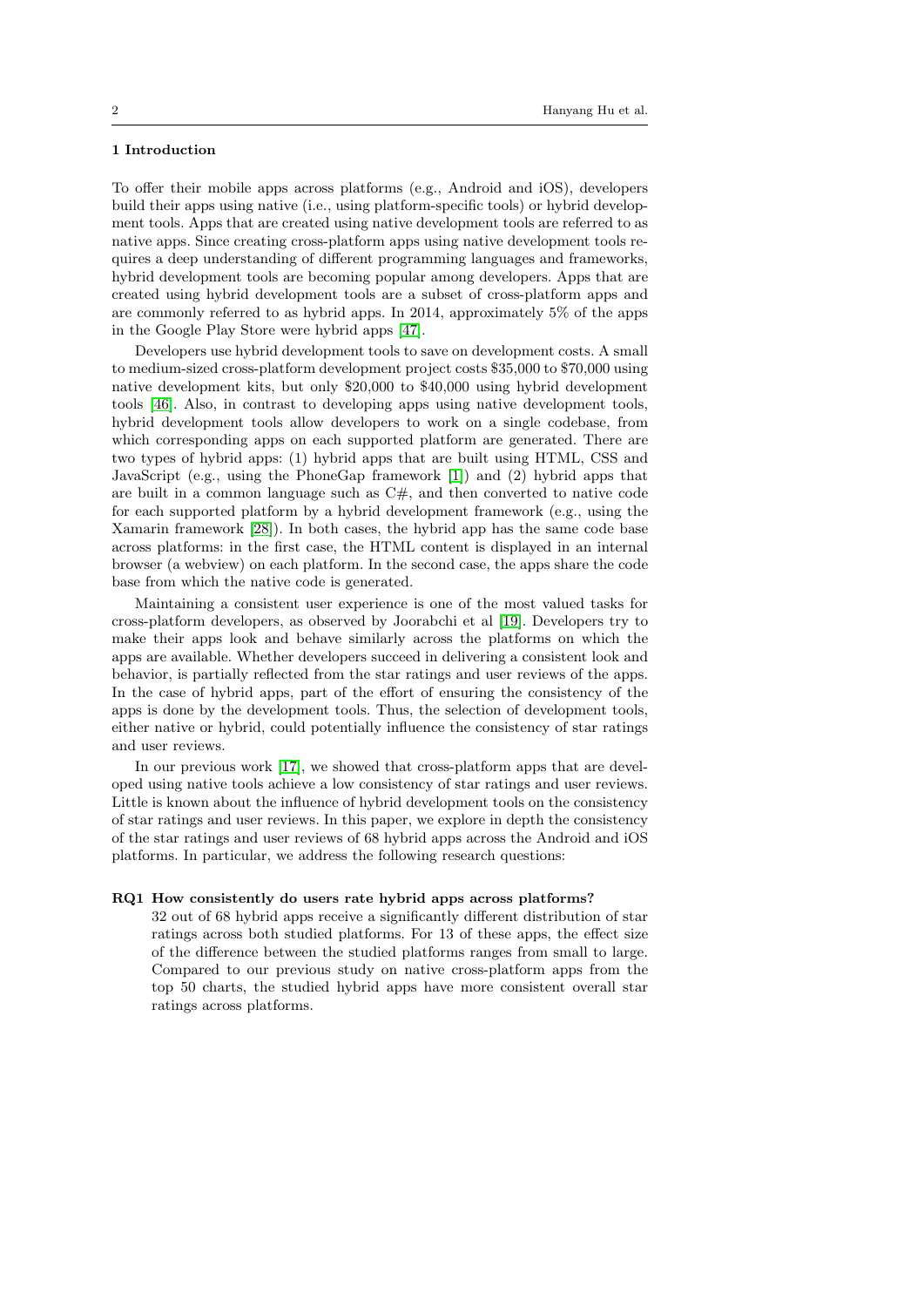## 1 Introduction

To offer their mobile apps across platforms (e.g., Android and iOS), developers build their apps using native (i.e., using platform-specific tools) or hybrid development tools. Apps that are created using native development tools are referred to as native apps. Since creating cross-platform apps using native development tools requires a deep understanding of different programming languages and frameworks, hybrid development tools are becoming popular among developers. Apps that are created using hybrid development tools are a subset of cross-platform apps and are commonly referred to as hybrid apps. In 2014, approximately 5% of the apps in the Google Play Store were hybrid apps [47].

Developers use hybrid development tools to save on development costs. A small to medium-sized cross-platform development project costs $35,000 to $70,000 using native development kits, but only $20,000 to $40,000 using hybrid development tools [46]. Also, in contrast to developing apps using native development tools, hybrid development tools allow developers to work on a single codebase, from which corresponding apps on each supported platform are generated. There are two types of hybrid apps: (1) hybrid apps that are built using HTML, CSS and JavaScript (e.g., using the PhoneGap framework [1]) and (2) hybrid apps that are built in a common language such as C#, and then converted to native code for each supported platform by a hybrid development framework (e.g., using the Xamarin framework [28]). In both cases, the hybrid app has the same code base across platforms: in the first case, the HTML content is displayed in an internal browser (a webview) on each platform. In the second case, the apps share the code base from which the native code is generated.

Maintaining a consistent user experience is one of the most valued tasks for cross-platform developers, as observed by Joorabchi et al [19]. Developers try to make their apps look and behave similarly across the platforms on which the apps are available. Whether developers succeed in delivering a consistent look and behavior, is partially reflected from the star ratings and user reviews of the apps. In the case of hybrid apps, part of the effort of ensuring the consistency of the apps is done by the development tools. Thus, the selection of development tools, either native or hybrid, could potentially influence the consistency of star ratings and user reviews.

In our previous work [17], we showed that cross-platform apps that are developed using native tools achieve a low consistency of star ratings and user reviews. Little is known about the influence of hybrid development tools on the consistency of star ratings and user reviews. In this paper, we explore in depth the consistency of the star ratings and user reviews of 68 hybrid apps across the Android and iOS platforms. In particular, we address the following research questions:

**RQ1 How consistently do users rate hybrid apps across platforms?**
32 out of 68 hybrid apps receive a significantly different distribution of star ratings across both studied platforms. For 13 of these apps, the effect size of the difference between the studied platforms ranges from small to large. Compared to our previous study on native cross-platform apps from the top 50 charts, the studied hybrid apps have more consistent overall star ratings across platforms.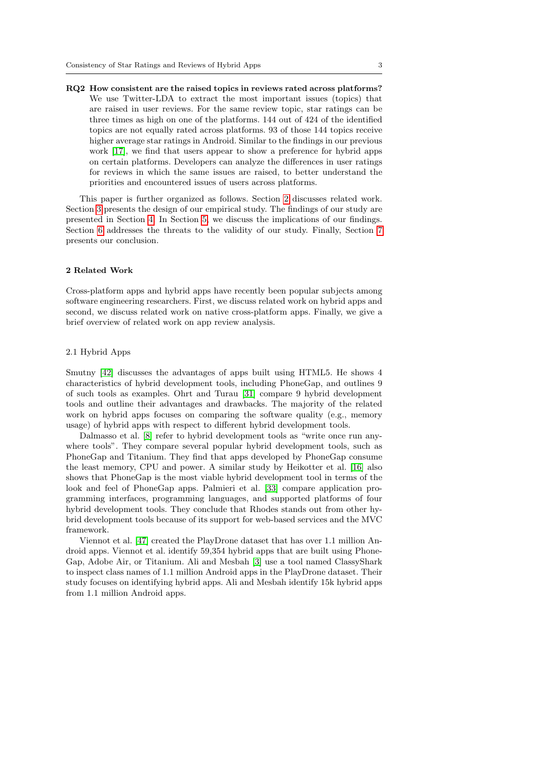**RQ2 How consistent are the raised topics in reviews rated across platforms?** We use Twitter-LDA to extract the most important issues (topics) that are raised in user reviews. For the same review topic, star ratings can be three times as high on one of the platforms. 144 out of 424 of the identified topics are not equally rated across platforms. 93 of those 144 topics receive higher average star ratings in Android. Similar to the findings in our previous work [17], we find that users appear to show a preference for hybrid apps on certain platforms. Developers can analyze the differences in user ratings for reviews in which the same issues are raised, to better understand the priorities and encountered issues of users across platforms.

This paper is further organized as follows. Section 2 discusses related work. Section 3 presents the design of our empirical study. The findings of our study are presented in Section 4. In Section 5, we discuss the implications of our findings. Section 6 addresses the threats to the validity of our study. Finally, Section 7 presents our conclusion.

## 2 Related Work

Cross-platform apps and hybrid apps have recently been popular subjects among software engineering researchers. First, we discuss related work on hybrid apps and second, we discuss related work on native cross-platform apps. Finally, we give a brief overview of related work on app review analysis.

### 2.1 Hybrid Apps

Smutny [42] discusses the advantages of apps built using HTML5. He shows 4 characteristics of hybrid development tools, including PhoneGap, and outlines 9 of such tools as examples. Ohrt and Turau [31] compare 9 hybrid development tools and outline their advantages and drawbacks. The majority of the related work on hybrid apps focuses on comparing the software quality (e.g., memory usage) of hybrid apps with respect to different hybrid development tools.

Dalmasso et al. [8] refer to hybrid development tools as "write once run anywhere tools". They compare several popular hybrid development tools, such as PhoneGap and Titanium. They find that apps developed by PhoneGap consume the least memory, CPU and power. A similar study by Heikotter et al. [16] also shows that PhoneGap is the most viable hybrid development tool in terms of the look and feel of PhoneGap apps. Palmieri et al. [33] compare application programming interfaces, programming languages, and supported platforms of four hybrid development tools. They conclude that Rhodes stands out from other hybrid development tools because of its support for web-based services and the MVC framework.

Viennot et al. [47] created the PlayDrone dataset that has over 1.1 million Android apps. Viennot et al. identify 59,354 hybrid apps that are built using PhoneGap, Adobe Air, or Titanium. Ali and Mesbah [3] use a tool named ClassyShark to inspect class names of 1.1 million Android apps in the PlayDrone dataset. Their study focuses on identifying hybrid apps. Ali and Mesbah identify 15k hybrid apps from 1.1 million Android apps.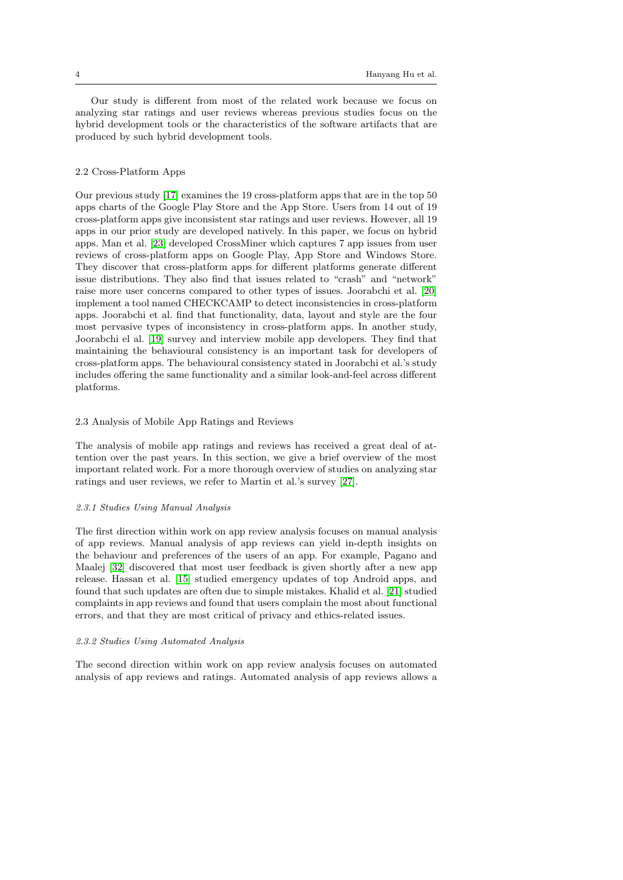Our study is different from most of the related work because we focus on analyzing star ratings and user reviews whereas previous studies focus on the hybrid development tools or the characteristics of the software artifacts that are produced by such hybrid development tools.

## 2.2 Cross-Platform Apps

Our previous study [17] examines the 19 cross-platform apps that are in the top 50 apps charts of the Google Play Store and the App Store. Users from 14 out of 19 cross-platform apps give inconsistent star ratings and user reviews. However, all 19 apps in our prior study are developed natively. In this paper, we focus on hybrid apps. Man et al. [23] developed CrossMiner which captures 7 app issues from user reviews of cross-platform apps on Google Play, App Store and Windows Store. They discover that cross-platform apps for different platforms generate different issue distributions. They also find that issues related to "crash" and "network" raise more user concerns compared to other types of issues. Joorabchi et al. [20] implement a tool named CHECKCAMP to detect inconsistencies in cross-platform apps. Joorabchi et al. find that functionality, data, layout and style are the four most pervasive types of inconsistency in cross-platform apps. In another study, Joorabchi el al. [19] survey and interview mobile app developers. They find that maintaining the behavioural consistency is an important task for developers of cross-platform apps. The behavioural consistency stated in Joorabchi et al.'s study includes offering the same functionality and a similar look-and-feel across different platforms.

## 2.3 Analysis of Mobile App Ratings and Reviews

The analysis of mobile app ratings and reviews has received a great deal of attention over the past years. In this section, we give a brief overview of the most important related work. For a more thorough overview of studies on analyzing star ratings and user reviews, we refer to Martin et al.'s survey [27].

### *2.3.1 Studies Using Manual Analysis*

The first direction within work on app review analysis focuses on manual analysis of app reviews. Manual analysis of app reviews can yield in-depth insights on the behaviour and preferences of the users of an app. For example, Pagano and Maalej [32] discovered that most user feedback is given shortly after a new app release. Hassan et al. [15] studied emergency updates of top Android apps, and found that such updates are often due to simple mistakes. Khalid et al. [21] studied complaints in app reviews and found that users complain the most about functional errors, and that they are most critical of privacy and ethics-related issues.

### *2.3.2 Studies Using Automated Analysis*

The second direction within work on app review analysis focuses on automated analysis of app reviews and ratings. Automated analysis of app reviews allows a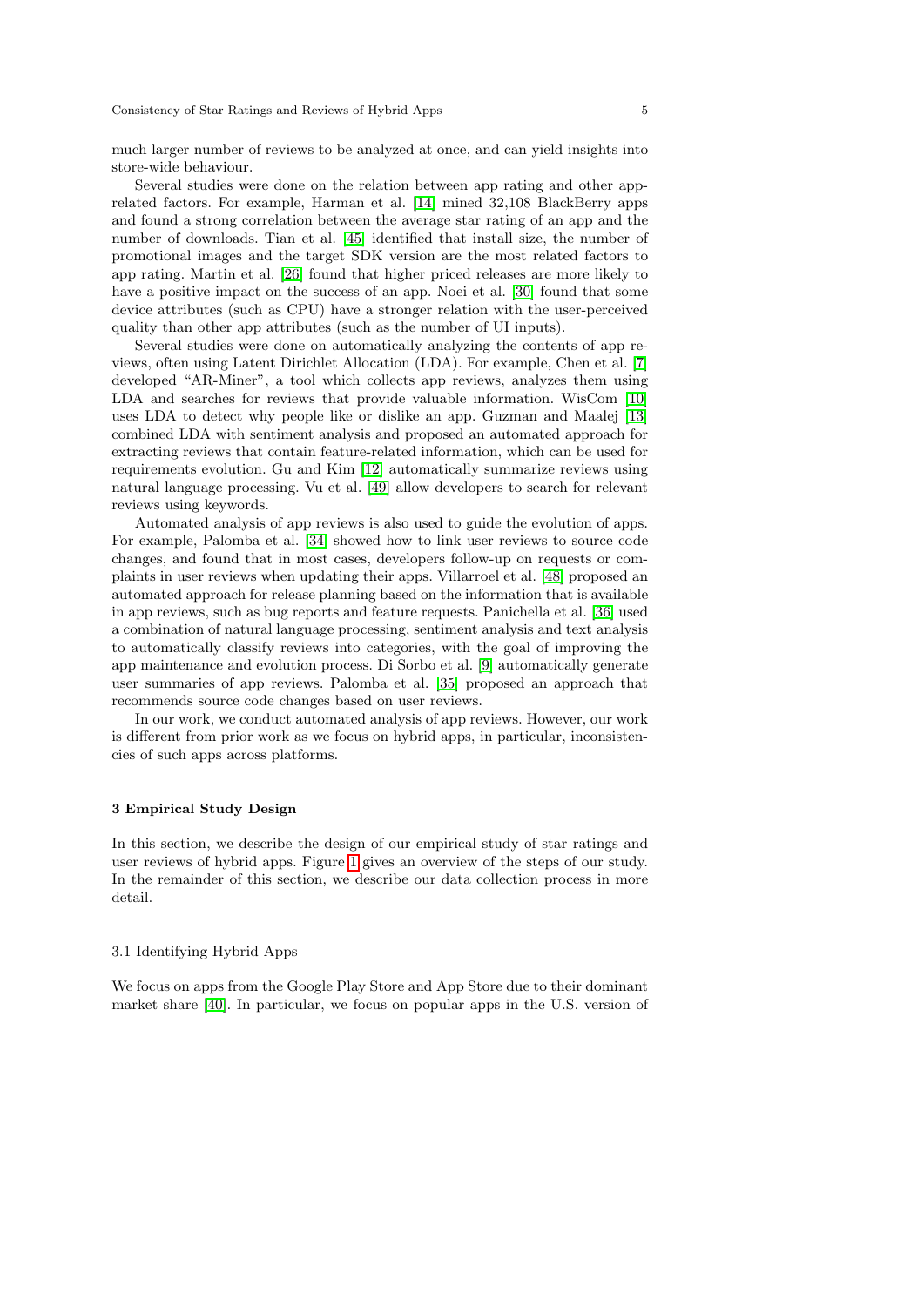much larger number of reviews to be analyzed at once, and can yield insights into store-wide behaviour.

Several studies were done on the relation between app rating and other app-related factors. For example, Harman et al. [14] mined 32,108 BlackBerry apps and found a strong correlation between the average star rating of an app and the number of downloads. Tian et al. [45] identified that install size, the number of promotional images and the target SDK version are the most related factors to app rating. Martin et al. [26] found that higher priced releases are more likely to have a positive impact on the success of an app. Noei et al. [30] found that some device attributes (such as CPU) have a stronger relation with the user-perceived quality than other app attributes (such as the number of UI inputs).

Several studies were done on automatically analyzing the contents of app reviews, often using Latent Dirichlet Allocation (LDA). For example, Chen et al. [7] developed "AR-Miner", a tool which collects app reviews, analyzes them using LDA and searches for reviews that provide valuable information. WisCom [10] uses LDA to detect why people like or dislike an app. Guzman and Maalej [13] combined LDA with sentiment analysis and proposed an automated approach for extracting reviews that contain feature-related information, which can be used for requirements evolution. Gu and Kim [12] automatically summarize reviews using natural language processing. Vu et al. [49] allow developers to search for relevant reviews using keywords.

Automated analysis of app reviews is also used to guide the evolution of apps. For example, Palomba et al. [34] showed how to link user reviews to source code changes, and found that in most cases, developers follow-up on requests or complaints in user reviews when updating their apps. Villarroel et al. [48] proposed an automated approach for release planning based on the information that is available in app reviews, such as bug reports and feature requests. Panichella et al. [36] used a combination of natural language processing, sentiment analysis and text analysis to automatically classify reviews into categories, with the goal of improving the app maintenance and evolution process. Di Sorbo et al. [9] automatically generate user summaries of app reviews. Palomba et al. [35] proposed an approach that recommends source code changes based on user reviews.

In our work, we conduct automated analysis of app reviews. However, our work is different from prior work as we focus on hybrid apps, in particular, inconsistencies of such apps across platforms.

## 3 Empirical Study Design

In this section, we describe the design of our empirical study of star ratings and user reviews of hybrid apps. Figure 1 gives an overview of the steps of our study. In the remainder of this section, we describe our data collection process in more detail.

### 3.1 Identifying Hybrid Apps

We focus on apps from the Google Play Store and App Store due to their dominant market share [40]. In particular, we focus on popular apps in the U.S. version of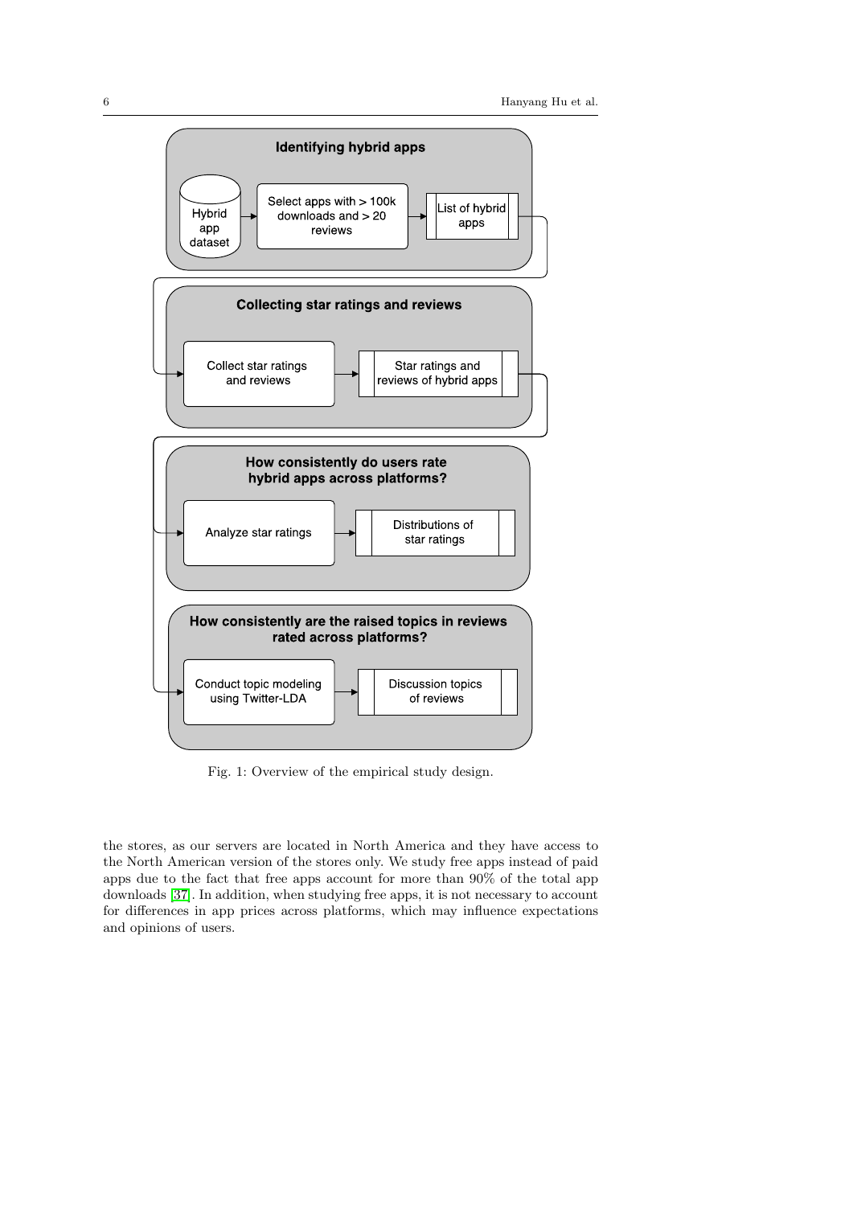Fig. 1: Overview of the empirical study design.

the stores, as our servers are located in North America and they have access to the North American version of the stores only. We study free apps instead of paid apps due to the fact that free apps account for more than 90% of the total app downloads [37]. In addition, when studying free apps, it is not necessary to account for differences in app prices across platforms, which may influence expectations and opinions of users.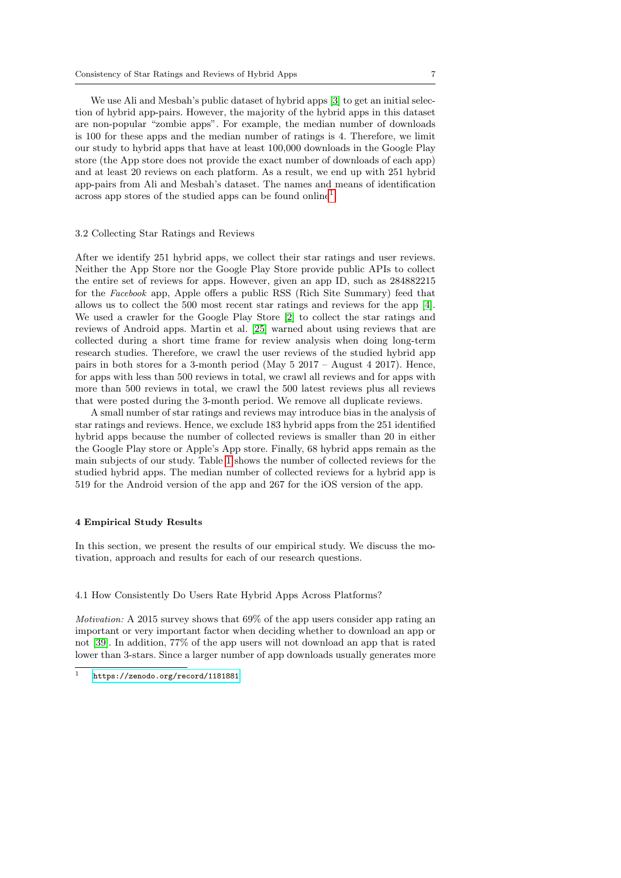We use Ali and Mesbah's public dataset of hybrid apps [3] to get an initial selection of hybrid app-pairs. However, the majority of the hybrid apps in this dataset are non-popular "zombie apps". For example, the median number of downloads is 100 for these apps and the median number of ratings is 4. Therefore, we limit our study to hybrid apps that have at least 100,000 downloads in the Google Play store (the App store does not provide the exact number of downloads of each app) and at least 20 reviews on each platform. As a result, we end up with 251 hybrid app-pairs from Ali and Mesbah's dataset. The names and means of identification across app stores of the studied apps can be found online[1].

### 3.2 Collecting Star Ratings and Reviews

After we identify 251 hybrid apps, we collect their star ratings and user reviews. Neither the App Store nor the Google Play Store provide public APIs to collect the entire set of reviews for apps. However, given an app ID, such as 284882215 for the *Facebook* app, Apple offers a public RSS (Rich Site Summary) feed that allows us to collect the 500 most recent star ratings and reviews for the app [4]. We used a crawler for the Google Play Store [2] to collect the star ratings and reviews of Android apps. Martin et al. [25] warned about using reviews that are collected during a short time frame for review analysis when doing long-term research studies. Therefore, we crawl the user reviews of the studied hybrid app pairs in both stores for a 3-month period (May 5 2017 – August 4 2017). Hence, for apps with less than 500 reviews in total, we crawl all reviews and for apps with more than 500 reviews in total, we crawl the 500 latest reviews plus all reviews that were posted during the 3-month period. We remove all duplicate reviews.

A small number of star ratings and reviews may introduce bias in the analysis of star ratings and reviews. Hence, we exclude 183 hybrid apps from the 251 identified hybrid apps because the number of collected reviews is smaller than 20 in either the Google Play store or Apple's App store. Finally, 68 hybrid apps remain as the main subjects of our study. Table 1 shows the number of collected reviews for the studied hybrid apps. The median number of collected reviews for a hybrid app is 519 for the Android version of the app and 267 for the iOS version of the app.

## 4 Empirical Study Results

In this section, we present the results of our empirical study. We discuss the motivation, approach and results for each of our research questions.

### 4.1 How Consistently Do Users Rate Hybrid Apps Across Platforms?

*Motivation:* A 2015 survey shows that 69% of the app users consider app rating an important or very important factor when deciding whether to download an app or not [39]. In addition, 77% of the app users will not download an app that is rated lower than 3-stars. Since a larger number of app downloads usually generates more

[1] https://zenodo.org/record/1181881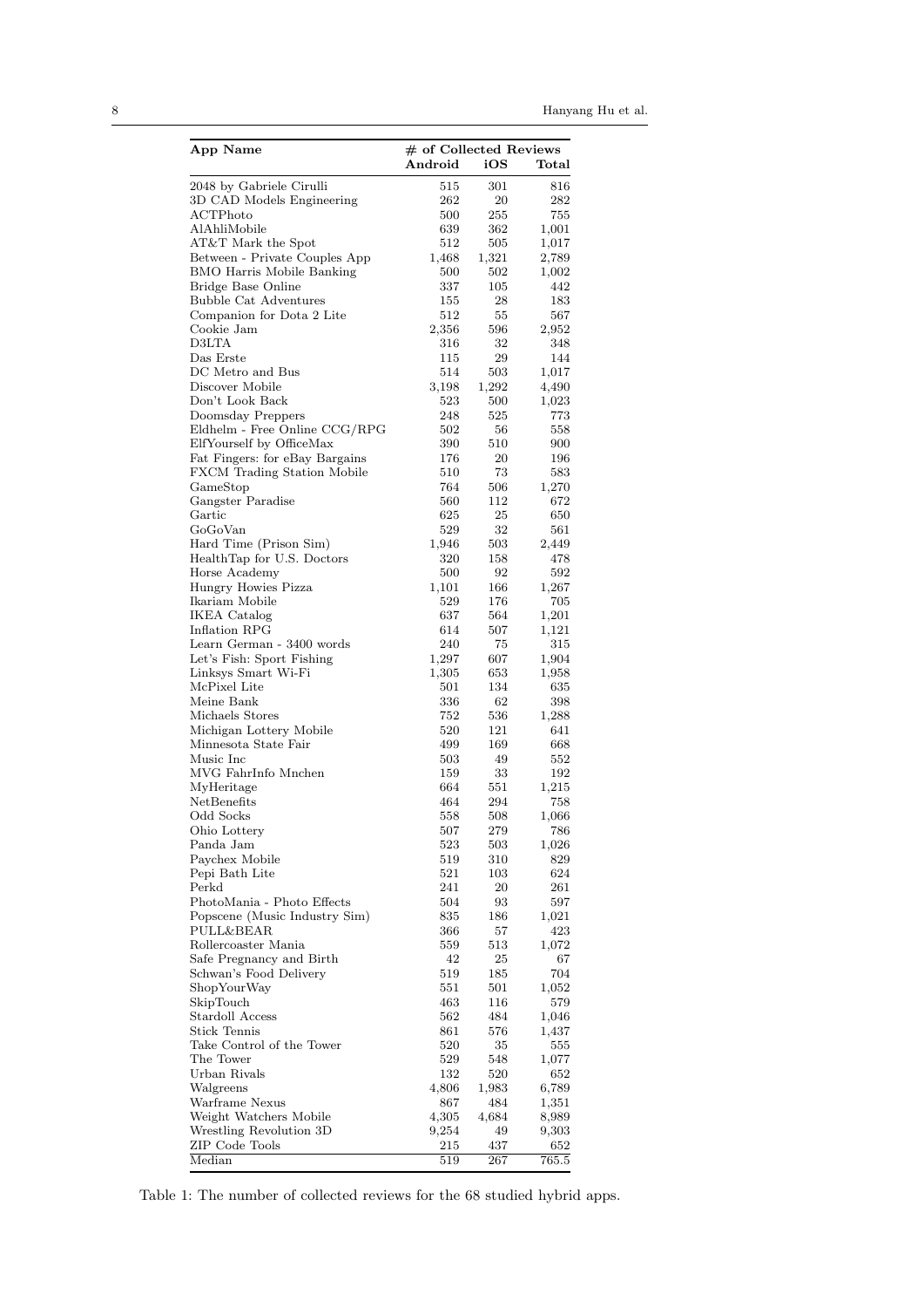| App Name | # of Collected Reviews | | |
|---|---|---|---|
| | Android | iOS | Total |
| 2048 by Gabriele Cirulli | 515 | 301 | 816 |
| 3D CAD Models Engineering | 262 | 20 | 282 |
| ACTPhoto | 500 | 255 | 755 |
| AlAhliMobile | 639 | 362 | 1,001 |
| AT&T Mark the Spot | 512 | 505 | 1,017 |
| Between - Private Couples App | 1,468 | 1,321 | 2,789 |
| BMO Harris Mobile Banking | 500 | 502 | 1,002 |
| Bridge Base Online | 337 | 105 | 442 |
| Bubble Cat Adventures | 155 | 28 | 183 |
| Companion for Dota 2 Lite | 512 | 55 | 567 |
| Cookie Jam | 2,356 | 596 | 2,952 |
| D3LTA | 316 | 32 | 348 |
| Das Erste | 115 | 29 | 144 |
| DC Metro and Bus | 514 | 503 | 1,017 |
| Discover Mobile | 3,198 | 1,292 | 4,490 |
| Don't Look Back | 523 | 500 | 1,023 |
| Doomsday Preppers | 248 | 525 | 773 |
| Eldhelm - Free Online CCG/RPG | 502 | 56 | 558 |
| ElfYourself by OfficeMax | 390 | 510 | 900 |
| Fat Fingers: for eBay Bargains | 176 | 20 | 196 |
| FXCM Trading Station Mobile | 510 | 73 | 583 |
| GameStop | 764 | 506 | 1,270 |
| Gangster Paradise | 560 | 112 | 672 |
| Gartic | 625 | 25 | 650 |
| GoGoVan | 529 | 32 | 561 |
| Hard Time (Prison Sim) | 1,946 | 503 | 2,449 |
| HealthTap for U.S. Doctors | 320 | 158 | 478 |
| Horse Academy | 500 | 92 | 592 |
| Hungry Howies Pizza | 1,101 | 166 | 1,267 |
| Ikariam Mobile | 529 | 176 | 705 |
| IKEA Catalog | 637 | 564 | 1,201 |
| Inflation RPG | 614 | 507 | 1,121 |
| Learn German - 3400 words | 240 | 75 | 315 |
| Let's Fish: Sport Fishing | 1,297 | 607 | 1,904 |
| Linksys Smart Wi-Fi | 1,305 | 653 | 1,958 |
| McPixel Lite | 501 | 134 | 635 |
| Meine Bank | 336 | 62 | 398 |
| Michaels Stores | 752 | 536 | 1,288 |
| Michigan Lottery Mobile | 520 | 121 | 641 |
| Minnesota State Fair | 499 | 169 | 668 |
| Music Inc | 503 | 49 | 552 |
| MVG FahrInfo Mnchen | 159 | 33 | 192 |
| MyHeritage | 664 | 551 | 1,215 |
| NetBenefits | 464 | 294 | 758 |
| Odd Socks | 558 | 508 | 1,066 |
| Ohio Lottery | 507 | 279 | 786 |
| Panda Jam | 523 | 503 | 1,026 |
| Paychex Mobile | 519 | 310 | 829 |
| Pepi Bath Lite | 521 | 103 | 624 |
| Perkd | 241 | 20 | 261 |
| PhotoMania - Photo Effects | 504 | 93 | 597 |
| Popscene (Music Industry Sim) | 835 | 186 | 1,021 |
| PULL&BEAR | 366 | 57 | 423 |
| Rollercoaster Mania | 559 | 513 | 1,072 |
| Safe Pregnancy and Birth | 42 | 25 | 67 |
| Schwan's Food Delivery | 519 | 185 | 704 |
| ShopYourWay | 551 | 501 | 1,052 |
| SkipTouch | 463 | 116 | 579 |
| Stardoll Access | 562 | 484 | 1,046 |
| Stick Tennis | 861 | 576 | 1,437 |
| Take Control of the Tower | 520 | 35 | 555 |
| The Tower | 529 | 548 | 1,077 |
| Urban Rivals | 132 | 520 | 652 |
| Walgreens | 4,806 | 1,983 | 6,789 |
| Warframe Nexus | 867 | 484 | 1,351 |
| Weight Watchers Mobile | 4,305 | 4,684 | 8,989 |
| Wrestling Revolution 3D | 9,254 | 49 | 9,303 |
| ZIP Code Tools | 215 | 437 | 652 |
| Median | 519 | 267 | 765.5 |

Table 1: The number of collected reviews for the 68 studied hybrid apps.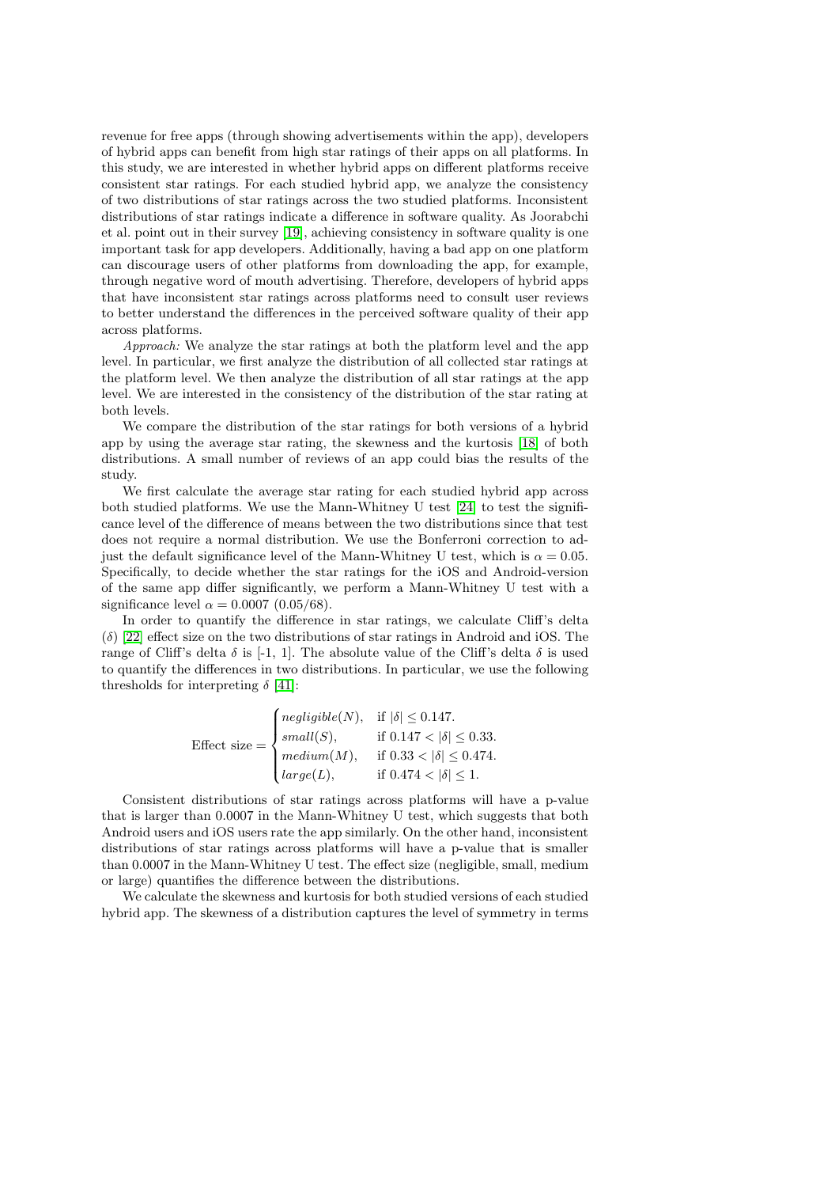revenue for free apps (through showing advertisements within the app), developers of hybrid apps can benefit from high star ratings of their apps on all platforms. In this study, we are interested in whether hybrid apps on different platforms receive consistent star ratings. For each studied hybrid app, we analyze the consistency of two distributions of star ratings across the two studied platforms. Inconsistent distributions of star ratings indicate a difference in software quality. As Joorabchi et al. point out in their survey [19], achieving consistency in software quality is one important task for app developers. Additionally, having a bad app on one platform can discourage users of other platforms from downloading the app, for example, through negative word of mouth advertising. Therefore, developers of hybrid apps that have inconsistent star ratings across platforms need to consult user reviews to better understand the differences in the perceived software quality of their app across platforms.

*Approach:* We analyze the star ratings at both the platform level and the app level. In particular, we first analyze the distribution of all collected star ratings at the platform level. We then analyze the distribution of all star ratings at the app level. We are interested in the consistency of the distribution of the star rating at both levels.

We compare the distribution of the star ratings for both versions of a hybrid app by using the average star rating, the skewness and the kurtosis [18] of both distributions. A small number of reviews of an app could bias the results of the study.

We first calculate the average star rating for each studied hybrid app across both studied platforms. We use the Mann-Whitney U test [24] to test the significance level of the difference of means between the two distributions since that test does not require a normal distribution. We use the Bonferroni correction to adjust the default significance level of the Mann-Whitney U test, which is $\alpha = 0.05$. Specifically, to decide whether the star ratings for the iOS and Android-version of the same app differ significantly, we perform a Mann-Whitney U test with a significance level $\alpha = 0.0007$ (0.05/68).

In order to quantify the difference in star ratings, we calculate Cliff's delta ($\delta$) [22] effect size on the two distributions of star ratings in Android and iOS. The range of Cliff's delta $\delta$ is [-1, 1]. The absolute value of the Cliff's delta $\delta$ is used to quantify the differences in two distributions. In particular, we use the following thresholds for interpreting $\delta$ [41]:

$$
\text{Effect size} = \begin{cases} negligible(N), & \text{if } |\delta| \leq 0.147. \\ small(S), & \text{if } 0.147 < |\delta| \leq 0.33. \\ medium(M), & \text{if } 0.33 < |\delta| \leq 0.474. \\ large(L), & \text{if } 0.474 < |\delta| \leq 1. \end{cases}
$$

Consistent distributions of star ratings across platforms will have a p-value that is larger than 0.0007 in the Mann-Whitney U test, which suggests that both Android users and iOS users rate the app similarly. On the other hand, inconsistent distributions of star ratings across platforms will have a p-value that is smaller than 0.0007 in the Mann-Whitney U test. The effect size (negligible, small, medium or large) quantifies the difference between the distributions.

We calculate the skewness and kurtosis for both studied versions of each studied hybrid app. The skewness of a distribution captures the level of symmetry in terms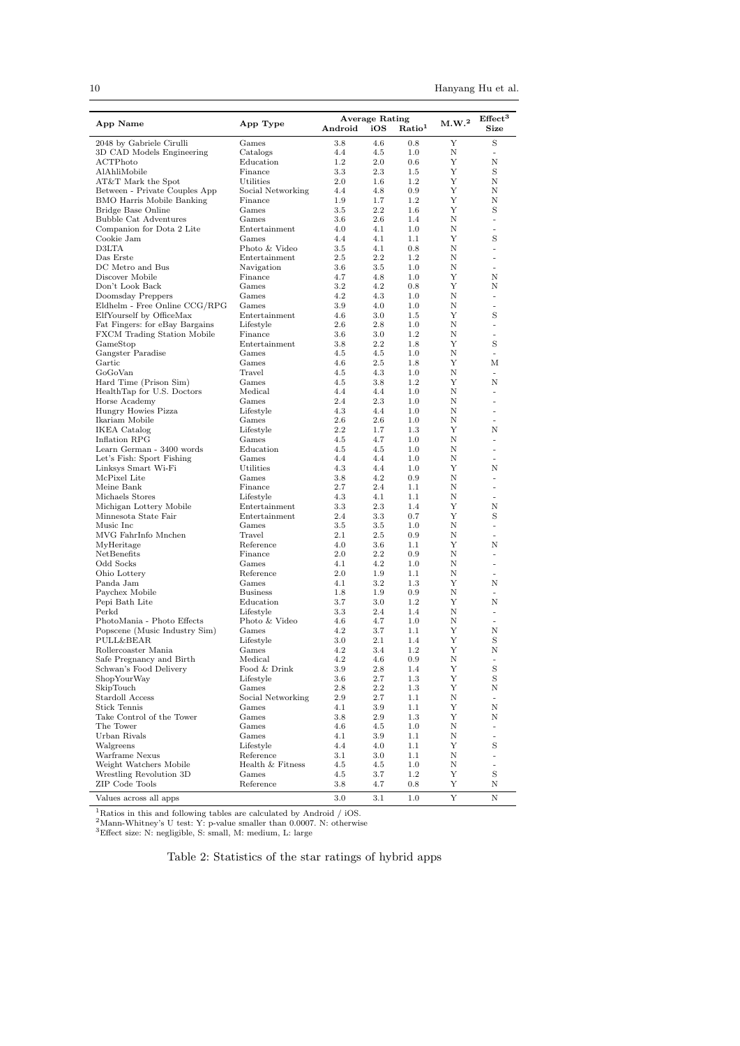| App Name | App Type | Average Rating | | | M.W.[2] | Effect[3] Size |
|---|---|---|---|---|---|---|
| | | Android | iOS | Ratio[1] | | |
| 2048 by Gabriele Cirulli | Games | 3.8 | 4.6 | 0.8 | Y | S |
| 3D CAD Models Engineering | Catalogs | 4.4 | 4.5 | 1.0 | N | - |
| ACTPhoto | Education | 1.2 | 2.0 | 0.6 | Y | N |
| AlAhliMobile | Finance | 3.3 | 2.3 | 1.5 | Y | S |
| AT&T Mark the Spot | Utilities | 2.0 | 1.6 | 1.2 | Y | N |
| Between - Private Couples App | Social Networking | 4.4 | 4.8 | 0.9 | Y | N |
| BMO Harris Mobile Banking | Finance | 1.9 | 1.7 | 1.2 | Y | N |
| Bridge Base Online | Games | 3.5 | 2.2 | 1.6 | Y | S |
| Bubble Cat Adventures | Games | 3.6 | 2.6 | 1.4 | N | - |
| Companion for Dota 2 Lite | Entertainment | 4.0 | 4.1 | 1.0 | N | - |
| Cookie Jam | Games | 4.4 | 4.1 | 1.1 | Y | S |
| D3LTA | Photo & Video | 3.5 | 4.1 | 0.8 | N | - |
| Das Erste | Entertainment | 2.5 | 2.2 | 1.2 | N | - |
| DC Metro and Bus | Navigation | 3.6 | 3.5 | 1.0 | N | - |
| Discover Mobile | Finance | 4.7 | 4.8 | 1.0 | Y | N |
| Don't Look Back | Games | 3.2 | 4.2 | 0.8 | Y | N |
| Doomsday Preppers | Games | 4.2 | 4.3 | 1.0 | N | - |
| Eldhelm - Free Online CCG/RPG | Games | 3.9 | 4.0 | 1.0 | N | - |
| ElfYourself by OfficeMax | Entertainment | 4.6 | 3.0 | 1.5 | Y | S |
| Fat Fingers: for eBay Bargains | Lifestyle | 2.6 | 2.8 | 1.0 | N | - |
| FXCM Trading Station Mobile | Finance | 3.6 | 3.0 | 1.2 | N | - |
| GameStop | Entertainment | 3.8 | 2.2 | 1.8 | Y | S |
| Gangster Paradise | Games | 4.5 | 4.5 | 1.0 | N | - |
| Gartic | Games | 4.6 | 2.5 | 1.8 | Y | M |
| GoGoVan | Travel | 4.5 | 4.3 | 1.0 | N | - |
| Hard Time (Prison Sim) | Games | 4.5 | 3.8 | 1.2 | Y | N |
| HealthTap for U.S. Doctors | Medical | 4.4 | 4.4 | 1.0 | N | - |
| Horse Academy | Games | 2.4 | 2.3 | 1.0 | N | - |
| Hungry Howies Pizza | Lifestyle | 4.3 | 4.4 | 1.0 | N | - |
| Ikariam Mobile | Games | 2.6 | 2.6 | 1.0 | N | - |
| IKEA Catalog | Lifestyle | 2.2 | 1.7 | 1.3 | Y | N |
| Inflation RPG | Games | 4.5 | 4.7 | 1.0 | N | - |
| Learn German - 3400 words | Education | 4.5 | 4.5 | 1.0 | N | - |
| Let's Fish: Sport Fishing | Games | 4.4 | 4.4 | 1.0 | N | - |
| Linksys Smart Wi-Fi | Utilities | 4.3 | 4.4 | 1.0 | Y | N |
| McPixel Lite | Games | 3.8 | 4.2 | 0.9 | N | - |
| Meine Bank | Finance | 2.7 | 2.4 | 1.1 | N | - |
| Michaels Stores | Lifestyle | 4.3 | 4.1 | 1.1 | N | - |
| Michigan Lottery Mobile | Entertainment | 3.3 | 2.3 | 1.4 | Y | N |
| Minnesota State Fair | Entertainment | 2.4 | 3.3 | 0.7 | Y | S |
| Music Inc | Games | 3.5 | 3.5 | 1.0 | N | - |
| MVG FahrInfo Mnchen | Travel | 2.1 | 2.5 | 0.9 | N | - |
| MyHeritage | Reference | 4.0 | 3.6 | 1.1 | Y | N |
| NetBenefits | Finance | 2.0 | 2.2 | 0.9 | N | - |
| Odd Socks | Games | 4.1 | 4.2 | 1.0 | N | - |
| Ohio Lottery | Reference | 2.0 | 1.9 | 1.1 | N | - |
| Panda Jam | Games | 4.1 | 3.2 | 1.3 | Y | N |
| Paychex Mobile | Business | 1.8 | 1.9 | 0.9 | N | - |
| Pepi Bath Lite | Education | 3.7 | 3.0 | 1.2 | Y | N |
| Perkd | Lifestyle | 3.3 | 2.4 | 1.4 | N | - |
| PhotoMania - Photo Effects | Photo & Video | 4.6 | 4.7 | 1.0 | N | - |
| Popscene (Music Industry Sim) | Games | 4.2 | 3.7 | 1.1 | Y | N |
| PULL&BEAR | Lifestyle | 3.0 | 2.1 | 1.4 | Y | S |
| Rollercoaster Mania | Games | 4.2 | 3.4 | 1.2 | Y | N |
| Safe Pregnancy and Birth | Medical | 4.2 | 4.6 | 0.9 | N | - |
| Schwan's Food Delivery | Food & Drink | 3.9 | 2.8 | 1.4 | Y | S |
| ShopYourWay | Lifestyle | 3.6 | 2.7 | 1.3 | Y | S |
| SkipTouch | Games | 2.8 | 2.2 | 1.3 | Y | N |
| Stardoll Access | Social Networking | 2.9 | 2.7 | 1.1 | N | - |
| Stick Tennis | Games | 4.1 | 3.9 | 1.1 | Y | N |
| Take Control of the Tower | Games | 3.8 | 2.9 | 1.3 | Y | N |
| The Tower | Games | 4.6 | 4.5 | 1.0 | N | - |
| Urban Rivals | Games | 4.1 | 3.9 | 1.1 | N | - |
| Walgreens | Lifestyle | 4.4 | 4.0 | 1.1 | Y | S |
| Warframe Nexus | Reference | 3.1 | 3.0 | 1.1 | N | - |
| Weight Watchers Mobile | Health & Fitness | 4.5 | 4.5 | 1.0 | N | - |
| Wrestling Revolution 3D | Games | 4.5 | 3.7 | 1.2 | Y | S |
| ZIP Code Tools | Reference | 3.8 | 4.7 | 0.8 | Y | N |
| Values across all apps | | 3.0 | 3.1 | 1.0 | Y | N |

[1]Ratios in this and following tables are calculated by Android / iOS.
[2]Mann-Whitney's U test: Y: p-value smaller than 0.0007. N: otherwise
[3]Effect size: N: negligible, S: small, M: medium, L: large

Table 2: Statistics of the star ratings of hybrid apps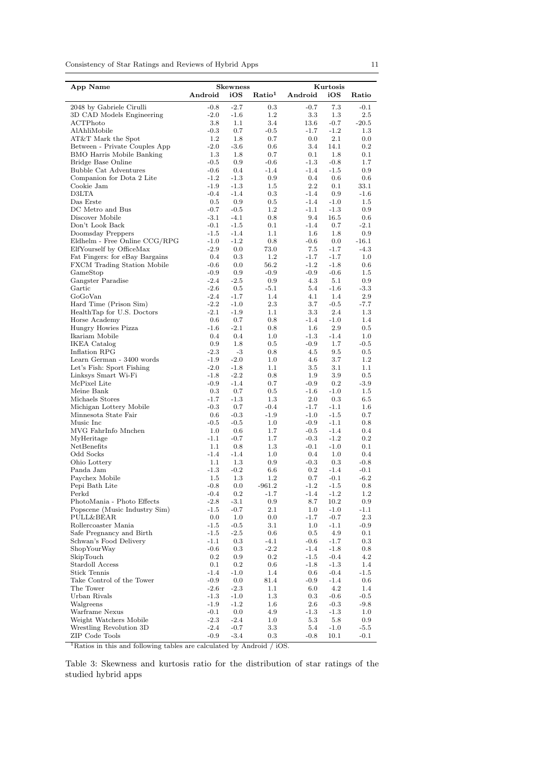| App Name | Skewness | | | Kurtosis | | |
|---|---|---|---|---|---|---|
| | Android | iOS | Ratio[1] | Android | iOS | Ratio |
| 2048 by Gabriele Cirulli | -0.8 | -2.7 | 0.3 | -0.7 | 7.3 | -0.1 |
| 3D CAD Models Engineering | -2.0 | -1.6 | 1.2 | 3.3 | 1.3 | 2.5 |
| ACTPhoto | 3.8 | 1.1 | 3.4 | 13.6 | -0.7 | -20.5 |
| AlAhliMobile | -0.3 | 0.7 | -0.5 | -1.7 | -1.2 | 1.3 |
| AT&T Mark the Spot | 1.2 | 1.8 | 0.7 | 0.0 | 2.1 | 0.0 |
| Between - Private Couples App | -2.0 | -3.6 | 0.6 | 3.4 | 14.1 | 0.2 |
| BMO Harris Mobile Banking | 1.3 | 1.8 | 0.7 | 0.1 | 1.8 | 0.1 |
| Bridge Base Online | -0.5 | 0.9 | -0.6 | -1.3 | -0.8 | 1.7 |
| Bubble Cat Adventures | -0.6 | 0.4 | -1.4 | -1.4 | -1.5 | 0.9 |
| Companion for Dota 2 Lite | -1.2 | -1.3 | 0.9 | 0.4 | 0.6 | 0.6 |
| Cookie Jam | -1.9 | -1.3 | 1.5 | 2.2 | 0.1 | 33.1 |
| D3LTA | -0.4 | -1.4 | 0.3 | -1.4 | 0.9 | -1.6 |
| Das Erste | 0.5 | 0.9 | 0.5 | -1.4 | -1.0 | 1.5 |
| DC Metro and Bus | -0.7 | -0.5 | 1.2 | -1.1 | -1.3 | 0.9 |
| Discover Mobile | -3.1 | -4.1 | 0.8 | 9.4 | 16.5 | 0.6 |
| Don't Look Back | -0.1 | -1.5 | 0.1 | -1.4 | 0.7 | -2.1 |
| Doomsday Preppers | -1.5 | -1.4 | 1.1 | 1.6 | 1.8 | 0.9 |
| Eldhelm - Free Online CCG/RPG | -1.0 | -1.2 | 0.8 | -0.6 | 0.0 | -16.1 |
| ElfYourself by OfficeMax | -2.9 | 0.0 | 73.0 | 7.5 | -1.7 | -4.3 |
| Fat Fingers: for eBay Bargains | 0.4 | 0.3 | 1.2 | -1.7 | -1.7 | 1.0 |
| FXCM Trading Station Mobile | -0.6 | 0.0 | 56.2 | -1.2 | -1.8 | 0.6 |
| GameStop | -0.9 | 0.9 | -0.9 | -0.9 | -0.6 | 1.5 |
| Gangster Paradise | -2.4 | -2.5 | 0.9 | 4.3 | 5.1 | 0.9 |
| Gartic | -2.6 | 0.5 | -5.1 | 5.4 | -1.6 | -3.3 |
| GoGoVan | -2.4 | -1.7 | 1.4 | 4.1 | 1.4 | 2.9 |
| Hard Time (Prison Sim) | -2.2 | -1.0 | 2.3 | 3.7 | -0.5 | -7.7 |
| HealthTap for U.S. Doctors | -2.1 | -1.9 | 1.1 | 3.3 | 2.4 | 1.3 |
| Horse Academy | 0.6 | 0.7 | 0.8 | -1.4 | -1.0 | 1.4 |
| Hungry Howies Pizza | -1.6 | -2.1 | 0.8 | 1.6 | 2.9 | 0.5 |
| Ikariam Mobile | 0.4 | 0.4 | 1.0 | -1.3 | -1.4 | 1.0 |
| IKEA Catalog | 0.9 | 1.8 | 0.5 | -0.9 | 1.7 | -0.5 |
| Inflation RPG | -2.3 | -3 | 0.8 | 4.5 | 9.5 | 0.5 |
| Learn German - 3400 words | -1.9 | -2.0 | 1.0 | 4.6 | 3.7 | 1.2 |
| Let's Fish: Sport Fishing | -2.0 | -1.8 | 1.1 | 3.5 | 3.1 | 1.1 |
| Linksys Smart Wi-Fi | -1.8 | -2.2 | 0.8 | 1.9 | 3.9 | 0.5 |
| McPixel Lite | -0.9 | -1.4 | 0.7 | -0.9 | 0.2 | -3.9 |
| Meine Bank | 0.3 | 0.7 | 0.5 | -1.6 | -1.0 | 1.5 |
| Michaels Stores | -1.7 | -1.3 | 1.3 | 2.0 | 0.3 | 6.5 |
| Michigan Lottery Mobile | -0.3 | 0.7 | -0.4 | -1.7 | -1.1 | 1.6 |
| Minnesota State Fair | 0.6 | -0.3 | -1.9 | -1.0 | -1.5 | 0.7 |
| Music Inc | -0.5 | -0.5 | 1.0 | -0.9 | -1.1 | 0.8 |
| MVG FahrInfo Mnchen | 1.0 | 0.6 | 1.7 | -0.5 | -1.4 | 0.4 |
| MyHeritage | -1.1 | -0.7 | 1.7 | -0.3 | -1.2 | 0.2 |
| NetBenefits | 1.1 | 0.8 | 1.3 | -0.1 | -1.0 | 0.1 |
| Odd Socks | -1.4 | -1.4 | 1.0 | 0.4 | 1.0 | 0.4 |
| Ohio Lottery | 1.1 | 1.3 | 0.9 | -0.3 | 0.3 | -0.8 |
| Panda Jam | -1.3 | -0.2 | 6.6 | 0.2 | -1.4 | -0.1 |
| Paychex Mobile | 1.5 | 1.3 | 1.2 | 0.7 | -0.1 | -6.2 |
| Pepi Bath Lite | -0.8 | 0.0 | -961.2 | -1.2 | -1.5 | 0.8 |
| Perkd | -0.4 | 0.2 | -1.7 | -1.4 | -1.2 | 1.2 |
| PhotoMania - Photo Effects | -2.8 | -3.1 | 0.9 | 8.7 | 10.2 | 0.9 |
| Popscene (Music Industry Sim) | -1.5 | -0.7 | 2.1 | 1.0 | -1.0 | -1.1 |
| PULL&BEAR | 0.0 | 1.0 | 0.0 | -1.7 | -0.7 | 2.3 |
| Rollercoaster Mania | -1.5 | -0.5 | 3.1 | 1.0 | -1.1 | -0.9 |
| Safe Pregnancy and Birth | -1.5 | -2.5 | 0.6 | 0.5 | 4.9 | 0.1 |
| Schwan's Food Delivery | -1.1 | 0.3 | -4.1 | -0.6 | -1.7 | 0.3 |
| ShopYourWay | -0.6 | 0.3 | -2.2 | -1.4 | -1.8 | 0.8 |
| SkipTouch | 0.2 | 0.9 | 0.2 | -1.5 | -0.4 | 4.2 |
| Stardoll Access | 0.1 | 0.2 | 0.6 | -1.8 | -1.3 | 1.4 |
| Stick Tennis | -1.4 | -1.0 | 1.4 | 0.6 | -0.4 | -1.5 |
| Take Control of the Tower | -0.9 | 0.0 | 81.4 | -0.9 | -1.4 | 0.6 |
| The Tower | -2.6 | -2.3 | 1.1 | 6.0 | 4.2 | 1.4 |
| Urban Rivals | -1.3 | -1.0 | 1.3 | 0.3 | -0.6 | -0.5 |
| Walgreens | -1.9 | -1.2 | 1.6 | 2.6 | -0.3 | -9.8 |
| Warframe Nexus | -0.1 | 0.0 | 4.9 | -1.3 | -1.3 | 1.0 |
| Weight Watchers Mobile | -2.3 | -2.4 | 1.0 | 5.3 | 5.8 | 0.9 |
| Wrestling Revolution 3D | -2.4 | -0.7 | 3.3 | 5.4 | -1.0 | -5.5 |
| ZIP Code Tools | -0.9 | -3.4 | 0.3 | -0.8 | 10.1 | -0.1 |

[1] Ratios in this and following tables are calculated by Android / iOS.

Table 3: Skewness and kurtosis ratio for the distribution of star ratings of the studied hybrid apps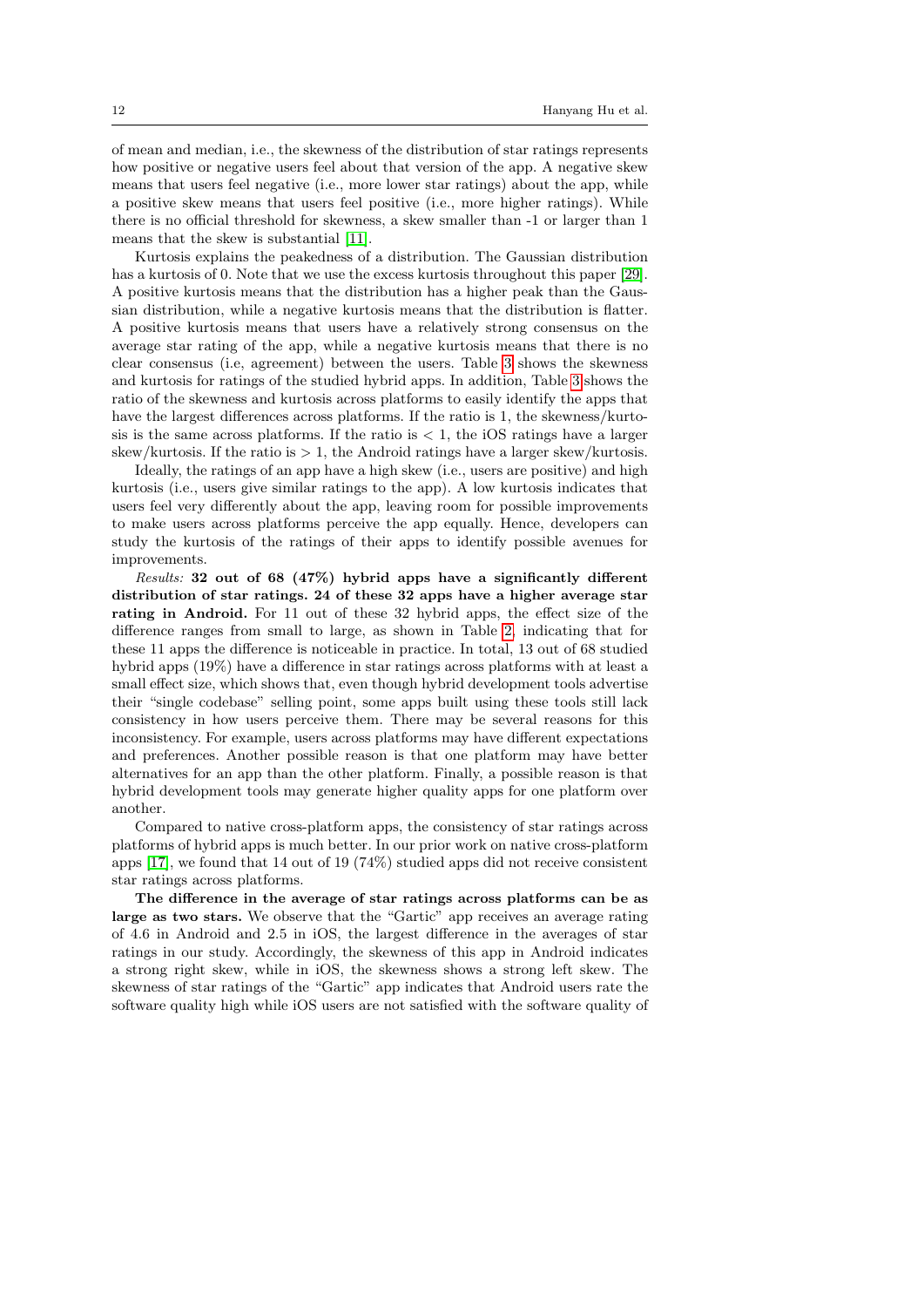of mean and median, i.e., the skewness of the distribution of star ratings represents how positive or negative users feel about that version of the app. A negative skew means that users feel negative (i.e., more lower star ratings) about the app, while a positive skew means that users feel positive (i.e., more higher ratings). While there is no official threshold for skewness, a skew smaller than -1 or larger than 1 means that the skew is substantial [11].

Kurtosis explains the peakedness of a distribution. The Gaussian distribution has a kurtosis of 0. Note that we use the excess kurtosis throughout this paper [29]. A positive kurtosis means that the distribution has a higher peak than the Gaussian distribution, while a negative kurtosis means that the distribution is flatter. A positive kurtosis means that users have a relatively strong consensus on the average star rating of the app, while a negative kurtosis means that there is no clear consensus (i.e, agreement) between the users. Table 3 shows the skewness and kurtosis for ratings of the studied hybrid apps. In addition, Table 3 shows the ratio of the skewness and kurtosis across platforms to easily identify the apps that have the largest differences across platforms. If the ratio is 1, the skewness/kurtosis is the same across platforms. If the ratio is $< 1$, the iOS ratings have a larger skew/kurtosis. If the ratio is $> 1$, the Android ratings have a larger skew/kurtosis.

Ideally, the ratings of an app have a high skew (i.e., users are positive) and high kurtosis (i.e., users give similar ratings to the app). A low kurtosis indicates that users feel very differently about the app, leaving room for possible improvements to make users across platforms perceive the app equally. Hence, developers can study the kurtosis of the ratings of their apps to identify possible avenues for improvements.

*Results:* **32 out of 68 (47%) hybrid apps have a significantly different distribution of star ratings. 24 of these 32 apps have a higher average star rating in Android.** For 11 out of these 32 hybrid apps, the effect size of the difference ranges from small to large, as shown in Table 2, indicating that for these 11 apps the difference is noticeable in practice. In total, 13 out of 68 studied hybrid apps (19%) have a difference in star ratings across platforms with at least a small effect size, which shows that, even though hybrid development tools advertise their "single codebase" selling point, some apps built using these tools still lack consistency in how users perceive them. There may be several reasons for this inconsistency. For example, users across platforms may have different expectations and preferences. Another possible reason is that one platform may have better alternatives for an app than the other platform. Finally, a possible reason is that hybrid development tools may generate higher quality apps for one platform over another.

Compared to native cross-platform apps, the consistency of star ratings across platforms of hybrid apps is much better. In our prior work on native cross-platform apps [17], we found that 14 out of 19 (74%) studied apps did not receive consistent star ratings across platforms.

**The difference in the average of star ratings across platforms can be as large as two stars.** We observe that the "Gartic" app receives an average rating of 4.6 in Android and 2.5 in iOS, the largest difference in the averages of star ratings in our study. Accordingly, the skewness of this app in Android indicates a strong right skew, while in iOS, the skewness shows a strong left skew. The skewness of star ratings of the "Gartic" app indicates that Android users rate the software quality high while iOS users are not satisfied with the software quality of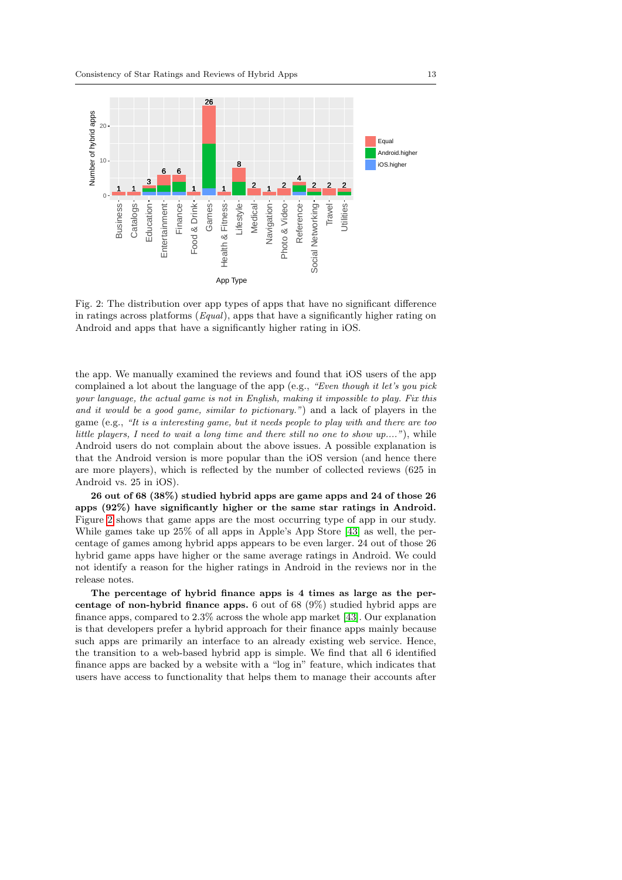Fig. 2: The distribution over app types of apps that have no significant difference in ratings across platforms (*Equal*), apps that have a significantly higher rating on Android and apps that have a significantly higher rating in iOS.

the app. We manually examined the reviews and found that iOS users of the app complained a lot about the language of the app (e.g., *"Even though it let's you pick your language, the actual game is not in English, making it impossible to play. Fix this and it would be a good game, similar to pictionary."*) and a lack of players in the game (e.g., *"It is a interesting game, but it needs people to play with and there are too little players, I need to wait a long time and there still no one to show up...."*), while Android users do not complain about the above issues. A possible explanation is that the Android version is more popular than the iOS version (and hence there are more players), which is reflected by the number of collected reviews (625 in Android vs. 25 in iOS).

**26 out of 68 (38%) studied hybrid apps are game apps and 24 of those 26 apps (92%) have significantly higher or the same star ratings in Android.** Figure 2 shows that game apps are the most occurring type of app in our study. While games take up 25% of all apps in Apple's App Store [43] as well, the percentage of games among hybrid apps appears to be even larger. 24 out of those 26 hybrid game apps have higher or the same average ratings in Android. We could not identify a reason for the higher ratings in Android in the reviews nor in the release notes.

**The percentage of hybrid finance apps is 4 times as large as the percentage of non-hybrid finance apps.** 6 out of 68 (9%) studied hybrid apps are finance apps, compared to 2.3% across the whole app market [43]. Our explanation is that developers prefer a hybrid approach for their finance apps mainly because such apps are primarily an interface to an already existing web service. Hence, the transition to a web-based hybrid app is simple. We find that all 6 identified finance apps are backed by a website with a "log in" feature, which indicates that users have access to functionality that helps them to manage their accounts after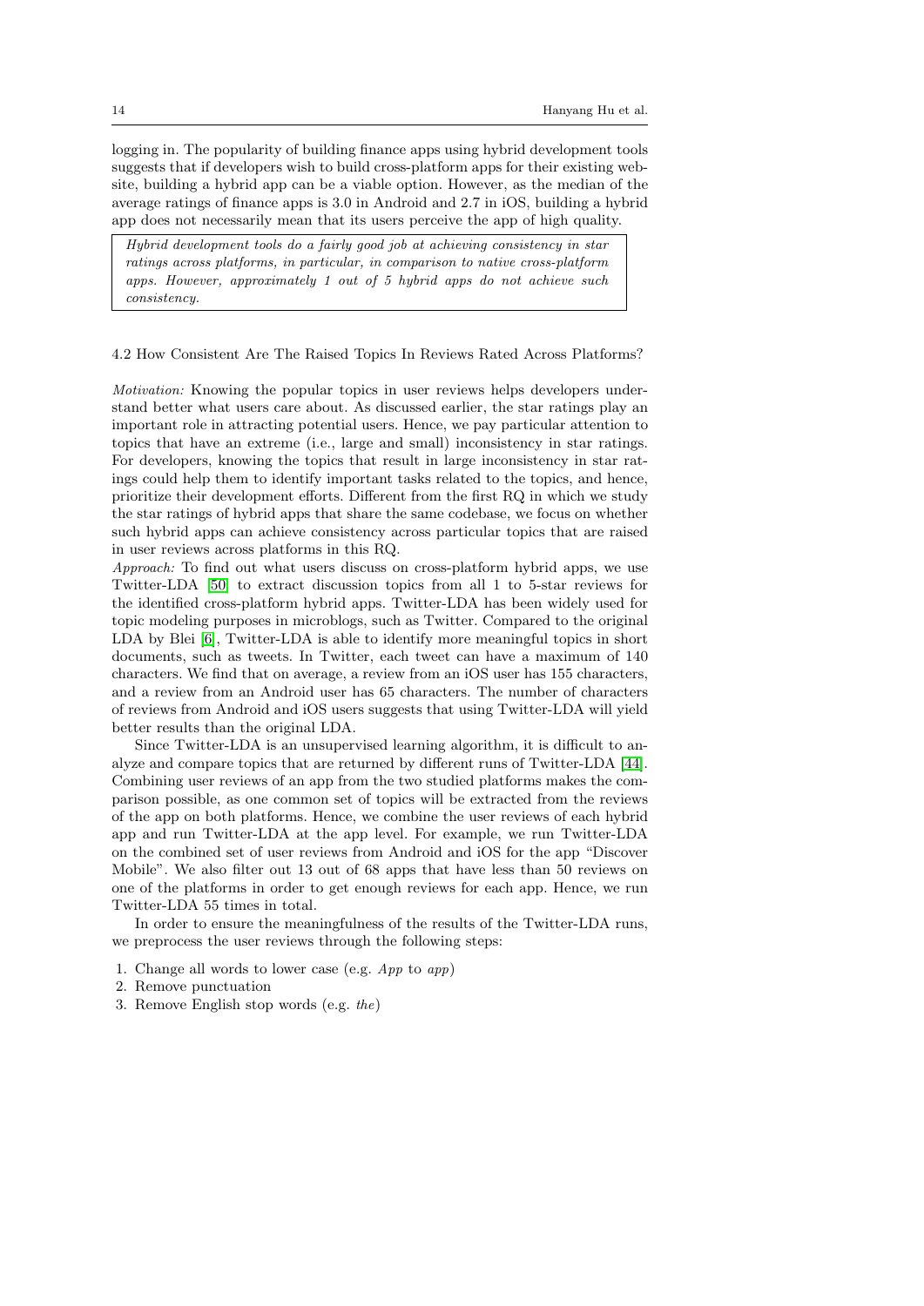logging in. The popularity of building finance apps using hybrid development tools suggests that if developers wish to build cross-platform apps for their existing website, building a hybrid app can be a viable option. However, as the median of the average ratings of finance apps is 3.0 in Android and 2.7 in iOS, building a hybrid app does not necessarily mean that its users perceive the app of high quality.

> *Hybrid development tools do a fairly good job at achieving consistency in star ratings across platforms, in particular, in comparison to native cross-platform apps. However, approximately 1 out of 5 hybrid apps do not achieve such consistency.*

### 4.2 How Consistent Are The Raised Topics In Reviews Rated Across Platforms?

*Motivation:* Knowing the popular topics in user reviews helps developers understand better what users care about. As discussed earlier, the star ratings play an important role in attracting potential users. Hence, we pay particular attention to topics that have an extreme (i.e., large and small) inconsistency in star ratings. For developers, knowing the topics that result in large inconsistency in star ratings could help them to identify important tasks related to the topics, and hence, prioritize their development efforts. Different from the first RQ in which we study the star ratings of hybrid apps that share the same codebase, we focus on whether such hybrid apps can achieve consistency across particular topics that are raised in user reviews across platforms in this RQ.

*Approach:* To find out what users discuss on cross-platform hybrid apps, we use Twitter-LDA [50] to extract discussion topics from all 1 to 5-star reviews for the identified cross-platform hybrid apps. Twitter-LDA has been widely used for topic modeling purposes in microblogs, such as Twitter. Compared to the original LDA by Blei [6], Twitter-LDA is able to identify more meaningful topics in short documents, such as tweets. In Twitter, each tweet can have a maximum of 140 characters. We find that on average, a review from an iOS user has 155 characters, and a review from an Android user has 65 characters. The number of characters of reviews from Android and iOS users suggests that using Twitter-LDA will yield better results than the original LDA.

Since Twitter-LDA is an unsupervised learning algorithm, it is difficult to analyze and compare topics that are returned by different runs of Twitter-LDA [44]. Combining user reviews of an app from the two studied platforms makes the comparison possible, as one common set of topics will be extracted from the reviews of the app on both platforms. Hence, we combine the user reviews of each hybrid app and run Twitter-LDA at the app level. For example, we run Twitter-LDA on the combined set of user reviews from Android and iOS for the app "Discover Mobile". We also filter out 13 out of 68 apps that have less than 50 reviews on one of the platforms in order to get enough reviews for each app. Hence, we run Twitter-LDA 55 times in total.

In order to ensure the meaningfulness of the results of the Twitter-LDA runs, we preprocess the user reviews through the following steps:

1. Change all words to lower case (e.g. *App* to *app*)
2. Remove punctuation
3. Remove English stop words (e.g. *the*)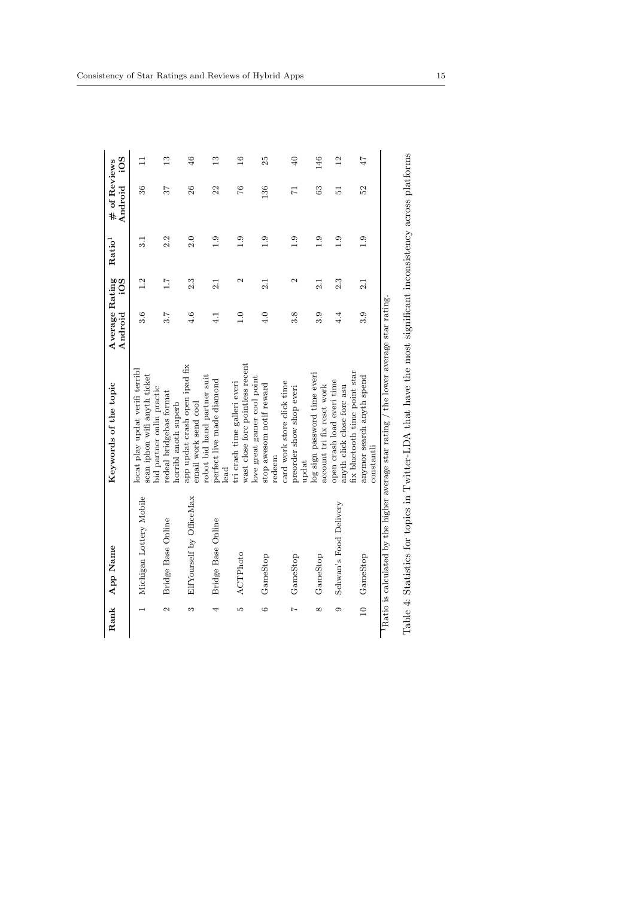| Rank | App Name | Keywords of the topic | Average Rating | | Ratio[1] | # of Reviews | |
|---|---|---|---|---|---|---|---|
| | | | Android | iOS | | Android | iOS |
| 1 | Michigan Lottery Mobile | locat play updat verifi terribl scan iphon wifi anyth ticket | 3.6 | 1.2 | 3.1 | 36 | 11 |
| 2 | Bridge Base Online | bid partner onlin practic redeal bridgebas format horribl anoth superb | 3.7 | 1.7 | 2.2 | 37 | 13 |
| 3 | ElfYourself by OfficeMax | app updat crash open ipad fix email work send cool | 4.6 | 2.3 | 2.0 | 26 | 46 |
| 4 | Bridge Base Online | robot bid hand partner suit perfect live made diamond lead | 4.1 | 2.1 | 1.9 | 22 | 13 |
| 5 | ACTPhoto | tri crash time galleri everi wast close forc pointless recent | 1.0 | 2 | 1.9 | 76 | 16 |
| 6 | GameStop | love great gamer cool point stop awesom notif reward redeem | 4.0 | 2.1 | 1.9 | 136 | 25 |
| 7 | GameStop | card work store click time preorder show shop everi updat | 3.8 | 2 | 1.9 | 71 | 40 |
| 8 | GameStop | log sign password time everi account tri fix reset work | 3.9 | 2.1 | 1.9 | 63 | 146 |
| 9 | Schwan's Food Delivery | open crash load everi time anyth click close forc asu | 4.4 | 2.3 | 1.9 | 51 | 12 |
| 10 | GameStop | fix bluetooth time point star anymor search anyth spend constantli | 3.9 | 2.1 | 1.9 | 52 | 47 |

[1]Ratio is calculated by the higher average star rating / the lower average star rating.

Table 4: Statistics for topics in Twitter-LDA that have the most significant inconsistency across platforms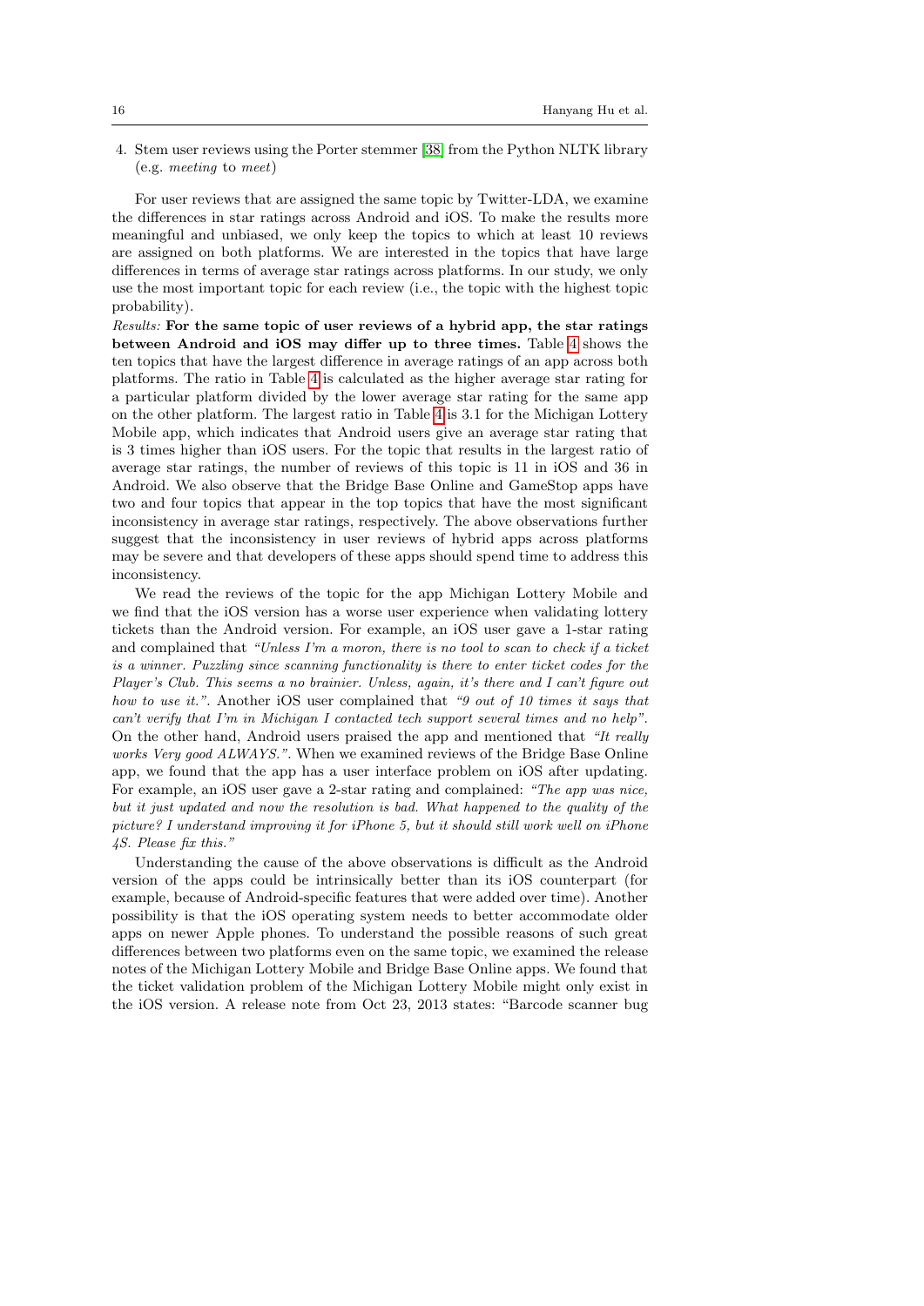4. Stem user reviews using the Porter stemmer [38] from the Python NLTK library (e.g. *meeting* to *meet*)

For user reviews that are assigned the same topic by Twitter-LDA, we examine the differences in star ratings across Android and iOS. To make the results more meaningful and unbiased, we only keep the topics to which at least 10 reviews are assigned on both platforms. We are interested in the topics that have large differences in terms of average star ratings across platforms. In our study, we only use the most important topic for each review (i.e., the topic with the highest topic probability).

*Results:* **For the same topic of user reviews of a hybrid app, the star ratings between Android and iOS may differ up to three times.** Table 4 shows the ten topics that have the largest difference in average ratings of an app across both platforms. The ratio in Table 4 is calculated as the higher average star rating for a particular platform divided by the lower average star rating for the same app on the other platform. The largest ratio in Table 4 is 3.1 for the Michigan Lottery Mobile app, which indicates that Android users give an average star rating that is 3 times higher than iOS users. For the topic that results in the largest ratio of average star ratings, the number of reviews of this topic is 11 in iOS and 36 in Android. We also observe that the Bridge Base Online and GameStop apps have two and four topics that appear in the top topics that have the most significant inconsistency in average star ratings, respectively. The above observations further suggest that the inconsistency in user reviews of hybrid apps across platforms may be severe and that developers of these apps should spend time to address this inconsistency.

We read the reviews of the topic for the app Michigan Lottery Mobile and we find that the iOS version has a worse user experience when validating lottery tickets than the Android version. For example, an iOS user gave a 1-star rating and complained that *"Unless I'm a moron, there is no tool to scan to check if a ticket is a winner. Puzzling since scanning functionality is there to enter ticket codes for the Player's Club. This seems a no brainier. Unless, again, it's there and I can't figure out how to use it."*. Another iOS user complained that *"9 out of 10 times it says that can't verify that I'm in Michigan I contacted tech support several times and no help"*. On the other hand, Android users praised the app and mentioned that *"It really works Very good ALWAYS."*. When we examined reviews of the Bridge Base Online app, we found that the app has a user interface problem on iOS after updating. For example, an iOS user gave a 2-star rating and complained: *"The app was nice, but it just updated and now the resolution is bad. What happened to the quality of the picture? I understand improving it for iPhone 5, but it should still work well on iPhone 4S. Please fix this."*

Understanding the cause of the above observations is difficult as the Android version of the apps could be intrinsically better than its iOS counterpart (for example, because of Android-specific features that were added over time). Another possibility is that the iOS operating system needs to better accommodate older apps on newer Apple phones. To understand the possible reasons of such great differences between two platforms even on the same topic, we examined the release notes of the Michigan Lottery Mobile and Bridge Base Online apps. We found that the ticket validation problem of the Michigan Lottery Mobile might only exist in the iOS version. A release note from Oct 23, 2013 states: "Barcode scanner bug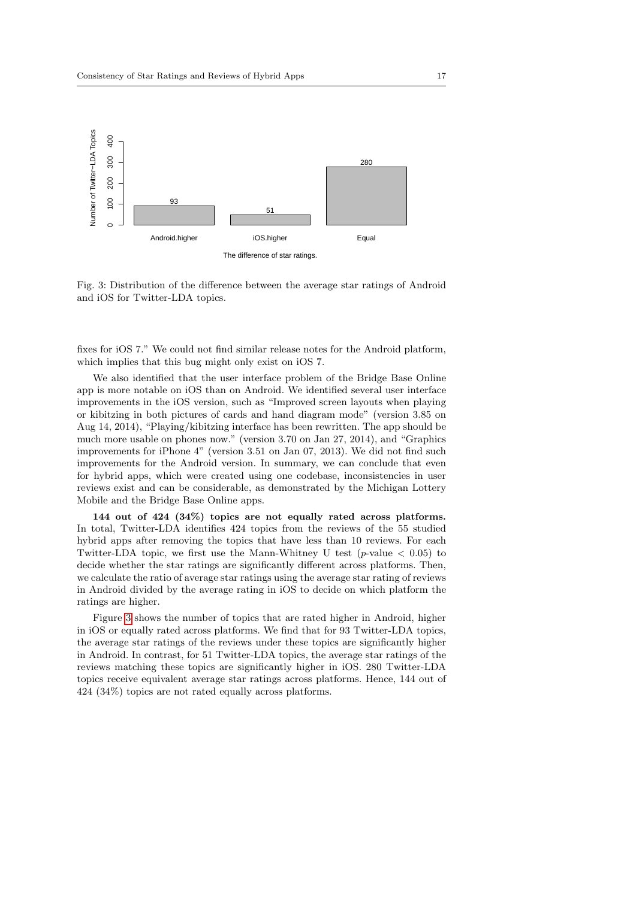Fig. 3: Distribution of the difference between the average star ratings of Android and iOS for Twitter-LDA topics.

fixes for iOS 7." We could not find similar release notes for the Android platform, which implies that this bug might only exist on iOS 7.

We also identified that the user interface problem of the Bridge Base Online app is more notable on iOS than on Android. We identified several user interface improvements in the iOS version, such as "Improved screen layouts when playing or kibitzing in both pictures of cards and hand diagram mode" (version 3.85 on Aug 14, 2014), "Playing/kibitzing interface has been rewritten. The app should be much more usable on phones now." (version 3.70 on Jan 27, 2014), and "Graphics improvements for iPhone 4" (version 3.51 on Jan 07, 2013). We did not find such improvements for the Android version. In summary, we can conclude that even for hybrid apps, which were created using one codebase, inconsistencies in user reviews exist and can be considerable, as demonstrated by the Michigan Lottery Mobile and the Bridge Base Online apps.

**144 out of 424 (34%) topics are not equally rated across platforms.** In total, Twitter-LDA identifies 424 topics from the reviews of the 55 studied hybrid apps after removing the topics that have less than 10 reviews. For each Twitter-LDA topic, we first use the Mann-Whitney U test ($p$-value $< 0.05$) to decide whether the star ratings are significantly different across platforms. Then, we calculate the ratio of average star ratings using the average star rating of reviews in Android divided by the average rating in iOS to decide on which platform the ratings are higher.

Figure 3 shows the number of topics that are rated higher in Android, higher in iOS or equally rated across platforms. We find that for 93 Twitter-LDA topics, the average star ratings of the reviews under these topics are significantly higher in Android. In contrast, for 51 Twitter-LDA topics, the average star ratings of the reviews matching these topics are significantly higher in iOS. 280 Twitter-LDA topics receive equivalent average star ratings across platforms. Hence, 144 out of 424 (34%) topics are not rated equally across platforms.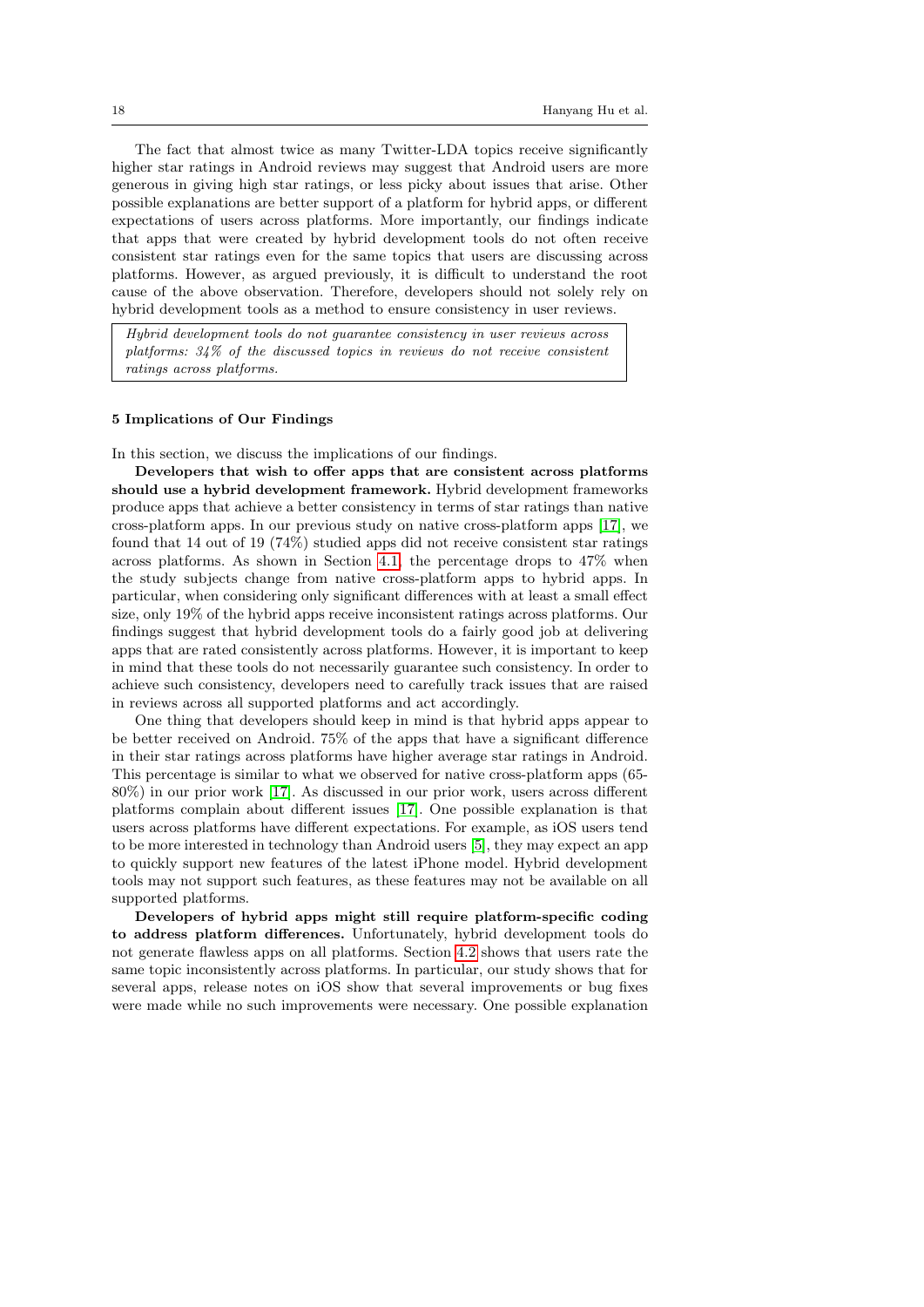The fact that almost twice as many Twitter-LDA topics receive significantly higher star ratings in Android reviews may suggest that Android users are more generous in giving high star ratings, or less picky about issues that arise. Other possible explanations are better support of a platform for hybrid apps, or different expectations of users across platforms. More importantly, our findings indicate that apps that were created by hybrid development tools do not often receive consistent star ratings even for the same topics that users are discussing across platforms. However, as argued previously, it is difficult to understand the root cause of the above observation. Therefore, developers should not solely rely on hybrid development tools as a method to ensure consistency in user reviews.

> *Hybrid development tools do not guarantee consistency in user reviews across platforms: 34% of the discussed topics in reviews do not receive consistent ratings across platforms.*

## 5 Implications of Our Findings

In this section, we discuss the implications of our findings.

**Developers that wish to offer apps that are consistent across platforms should use a hybrid development framework.** Hybrid development frameworks produce apps that achieve a better consistency in terms of star ratings than native cross-platform apps. In our previous study on native cross-platform apps [17], we found that 14 out of 19 (74%) studied apps did not receive consistent star ratings across platforms. As shown in Section 4.1, the percentage drops to 47% when the study subjects change from native cross-platform apps to hybrid apps. In particular, when considering only significant differences with at least a small effect size, only 19% of the hybrid apps receive inconsistent ratings across platforms. Our findings suggest that hybrid development tools do a fairly good job at delivering apps that are rated consistently across platforms. However, it is important to keep in mind that these tools do not necessarily guarantee such consistency. In order to achieve such consistency, developers need to carefully track issues that are raised in reviews across all supported platforms and act accordingly.

One thing that developers should keep in mind is that hybrid apps appear to be better received on Android. 75% of the apps that have a significant difference in their star ratings across platforms have higher average star ratings in Android. This percentage is similar to what we observed for native cross-platform apps (65-80%) in our prior work [17]. As discussed in our prior work, users across different platforms complain about different issues [17]. One possible explanation is that users across platforms have different expectations. For example, as iOS users tend to be more interested in technology than Android users [5], they may expect an app to quickly support new features of the latest iPhone model. Hybrid development tools may not support such features, as these features may not be available on all supported platforms.

**Developers of hybrid apps might still require platform-specific coding to address platform differences.** Unfortunately, hybrid development tools do not generate flawless apps on all platforms. Section 4.2 shows that users rate the same topic inconsistently across platforms. In particular, our study shows that for several apps, release notes on iOS show that several improvements or bug fixes were made while no such improvements were necessary. One possible explanation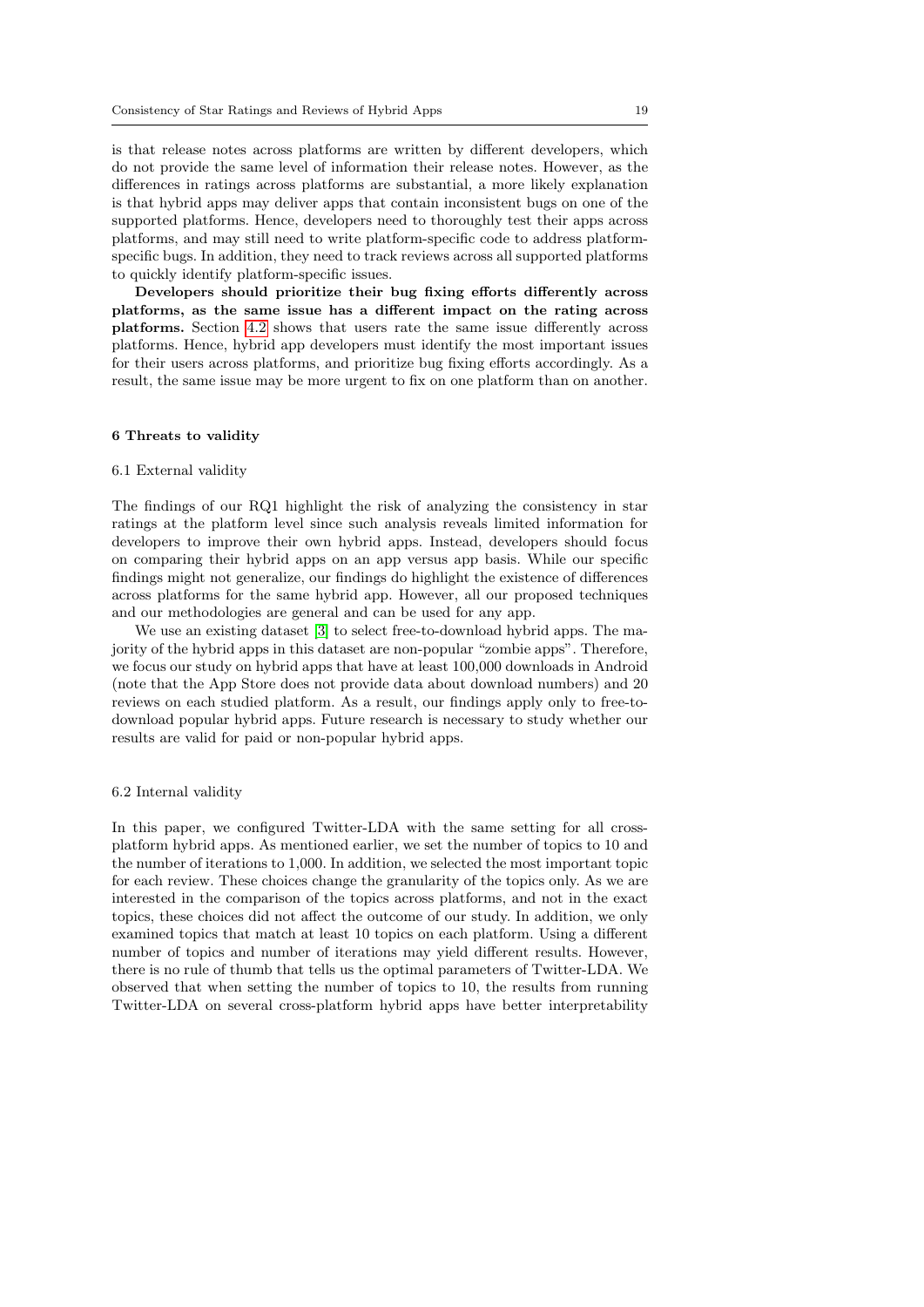is that release notes across platforms are written by different developers, which do not provide the same level of information their release notes. However, as the differences in ratings across platforms are substantial, a more likely explanation is that hybrid apps may deliver apps that contain inconsistent bugs on one of the supported platforms. Hence, developers need to thoroughly test their apps across platforms, and may still need to write platform-specific code to address platform-specific bugs. In addition, they need to track reviews across all supported platforms to quickly identify platform-specific issues.

**Developers should prioritize their bug fixing efforts differently across platforms, as the same issue has a different impact on the rating across platforms.** Section 4.2 shows that users rate the same issue differently across platforms. Hence, hybrid app developers must identify the most important issues for their users across platforms, and prioritize bug fixing efforts accordingly. As a result, the same issue may be more urgent to fix on one platform than on another.

## 6 Threats to validity

### 6.1 External validity

The findings of our RQ1 highlight the risk of analyzing the consistency in star ratings at the platform level since such analysis reveals limited information for developers to improve their own hybrid apps. Instead, developers should focus on comparing their hybrid apps on an app versus app basis. While our specific findings might not generalize, our findings do highlight the existence of differences across platforms for the same hybrid app. However, all our proposed techniques and our methodologies are general and can be used for any app.

We use an existing dataset [3] to select free-to-download hybrid apps. The majority of the hybrid apps in this dataset are non-popular "zombie apps". Therefore, we focus our study on hybrid apps that have at least 100,000 downloads in Android (note that the App Store does not provide data about download numbers) and 20 reviews on each studied platform. As a result, our findings apply only to free-to-download popular hybrid apps. Future research is necessary to study whether our results are valid for paid or non-popular hybrid apps.

### 6.2 Internal validity

In this paper, we configured Twitter-LDA with the same setting for all cross-platform hybrid apps. As mentioned earlier, we set the number of topics to 10 and the number of iterations to 1,000. In addition, we selected the most important topic for each review. These choices change the granularity of the topics only. As we are interested in the comparison of the topics across platforms, and not in the exact topics, these choices did not affect the outcome of our study. In addition, we only examined topics that match at least 10 topics on each platform. Using a different number of topics and number of iterations may yield different results. However, there is no rule of thumb that tells us the optimal parameters of Twitter-LDA. We observed that when setting the number of topics to 10, the results from running Twitter-LDA on several cross-platform hybrid apps have better interpretability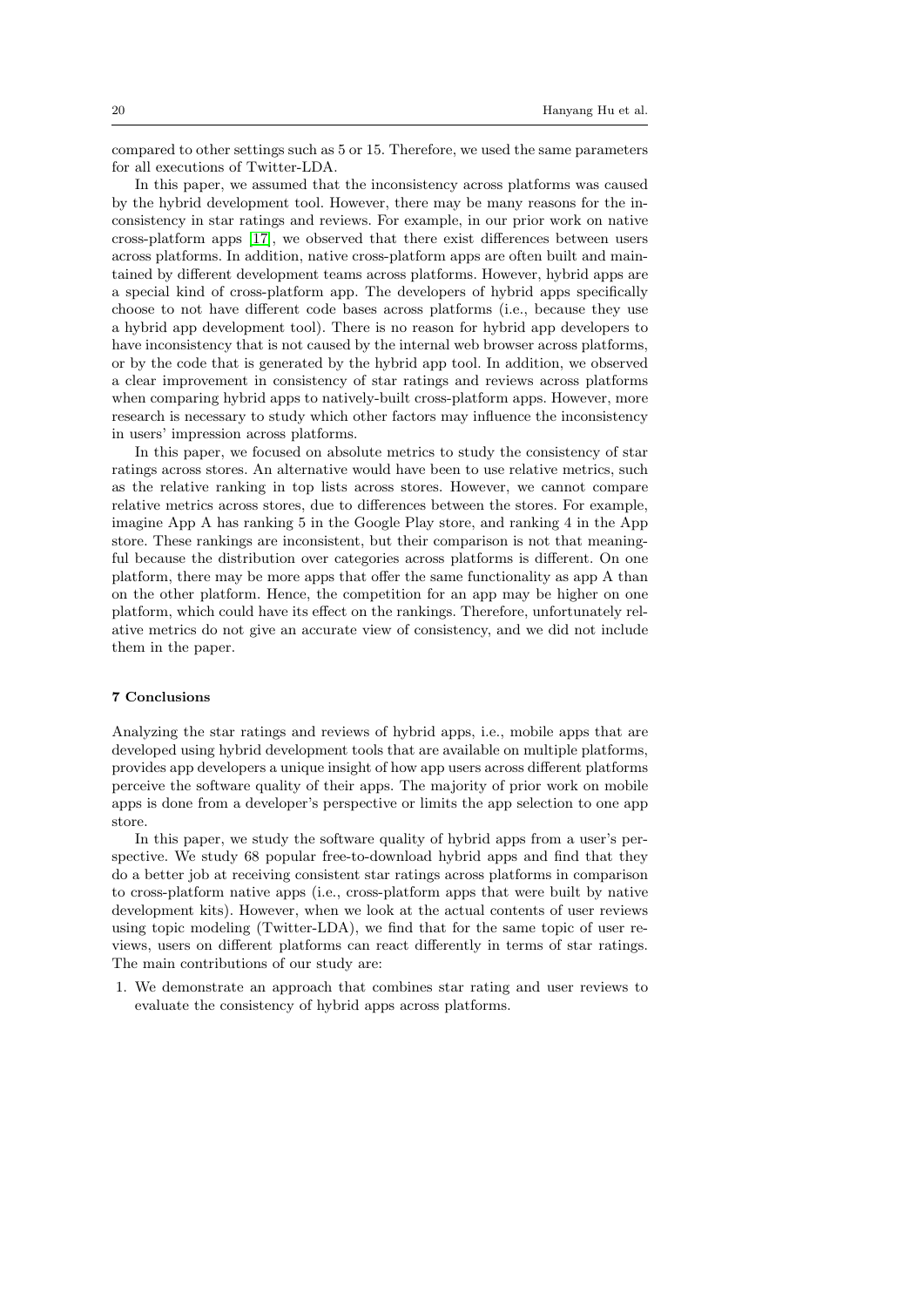compared to other settings such as 5 or 15. Therefore, we used the same parameters for all executions of Twitter-LDA.

In this paper, we assumed that the inconsistency across platforms was caused by the hybrid development tool. However, there may be many reasons for the inconsistency in star ratings and reviews. For example, in our prior work on native cross-platform apps [17], we observed that there exist differences between users across platforms. In addition, native cross-platform apps are often built and maintained by different development teams across platforms. However, hybrid apps are a special kind of cross-platform app. The developers of hybrid apps specifically choose to not have different code bases across platforms (i.e., because they use a hybrid app development tool). There is no reason for hybrid app developers to have inconsistency that is not caused by the internal web browser across platforms, or by the code that is generated by the hybrid app tool. In addition, we observed a clear improvement in consistency of star ratings and reviews across platforms when comparing hybrid apps to natively-built cross-platform apps. However, more research is necessary to study which other factors may influence the inconsistency in users' impression across platforms.

In this paper, we focused on absolute metrics to study the consistency of star ratings across stores. An alternative would have been to use relative metrics, such as the relative ranking in top lists across stores. However, we cannot compare relative metrics across stores, due to differences between the stores. For example, imagine App A has ranking 5 in the Google Play store, and ranking 4 in the App store. These rankings are inconsistent, but their comparison is not that meaningful because the distribution over categories across platforms is different. On one platform, there may be more apps that offer the same functionality as app A than on the other platform. Hence, the competition for an app may be higher on one platform, which could have its effect on the rankings. Therefore, unfortunately relative metrics do not give an accurate view of consistency, and we did not include them in the paper.

## 7 Conclusions

Analyzing the star ratings and reviews of hybrid apps, i.e., mobile apps that are developed using hybrid development tools that are available on multiple platforms, provides app developers a unique insight of how app users across different platforms perceive the software quality of their apps. The majority of prior work on mobile apps is done from a developer's perspective or limits the app selection to one app store.

In this paper, we study the software quality of hybrid apps from a user's perspective. We study 68 popular free-to-download hybrid apps and find that they do a better job at receiving consistent star ratings across platforms in comparison to cross-platform native apps (i.e., cross-platform apps that were built by native development kits). However, when we look at the actual contents of user reviews using topic modeling (Twitter-LDA), we find that for the same topic of user reviews, users on different platforms can react differently in terms of star ratings. The main contributions of our study are:

1. We demonstrate an approach that combines star rating and user reviews to evaluate the consistency of hybrid apps across platforms.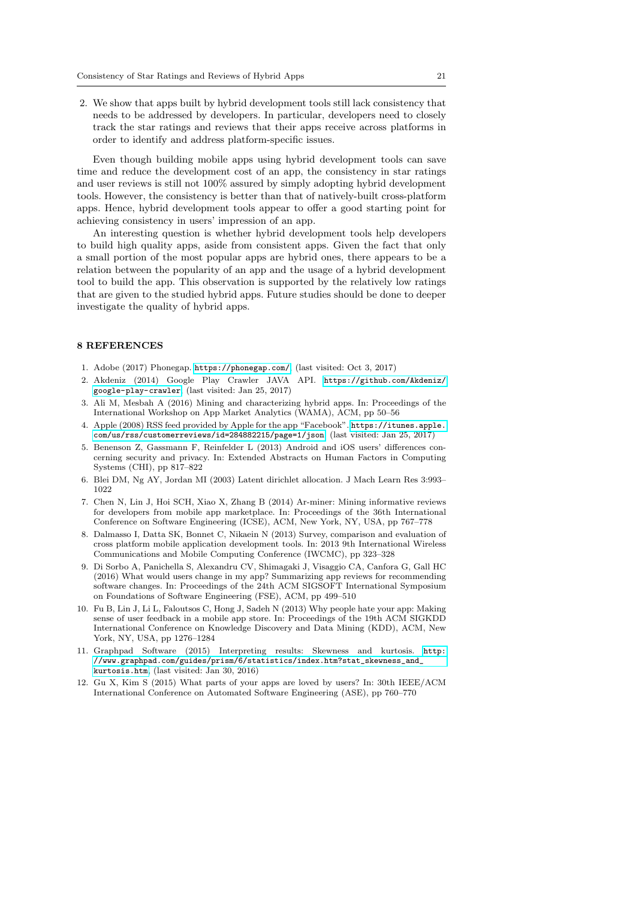2. We show that apps built by hybrid development tools still lack consistency that needs to be addressed by developers. In particular, developers need to closely track the star ratings and reviews that their apps receive across platforms in order to identify and address platform-specific issues.

Even though building mobile apps using hybrid development tools can save time and reduce the development cost of an app, the consistency in star ratings and user reviews is still not 100% assured by simply adopting hybrid development tools. However, the consistency is better than that of natively-built cross-platform apps. Hence, hybrid development tools appear to offer a good starting point for achieving consistency in users' impression of an app.

An interesting question is whether hybrid development tools help developers to build high quality apps, aside from consistent apps. Given the fact that only a small portion of the most popular apps are hybrid ones, there appears to be a relation between the popularity of an app and the usage of a hybrid development tool to build the app. This observation is supported by the relatively low ratings that are given to the studied hybrid apps. Future studies should be done to deeper investigate the quality of hybrid apps.

## 8 REFERENCES

1. Adobe (2017) Phonegap. https://phonegap.com/ (last visited: Oct 3, 2017)
2. Akdeniz (2014) Google Play Crawler JAVA API. https://github.com/Akdeniz/google-play-crawler (last visited: Jan 25, 2017)
3. Ali M, Mesbah A (2016) Mining and characterizing hybrid apps. In: Proceedings of the International Workshop on App Market Analytics (WAMA), ACM, pp 50–56
4. Apple (2008) RSS feed provided by Apple for the app "Facebook". https://itunes.apple.com/us/rss/customerreviews/id=284882215/page=1/json (last visited: Jan 25, 2017)
5. Benenson Z, Gassmann F, Reinfelder L (2013) Android and iOS users' differences concerning security and privacy. In: Extended Abstracts on Human Factors in Computing Systems (CHI), pp 817–822
6. Blei DM, Ng AY, Jordan MI (2003) Latent dirichlet allocation. J Mach Learn Res 3:993–1022
7. Chen N, Lin J, Hoi SCH, Xiao X, Zhang B (2014) Ar-miner: Mining informative reviews for developers from mobile app marketplace. In: Proceedings of the 36th International Conference on Software Engineering (ICSE), ACM, New York, NY, USA, pp 767–778
8. Dalmasso I, Datta SK, Bonnet C, Nikaein N (2013) Survey, comparison and evaluation of cross platform mobile application development tools. In: 2013 9th International Wireless Communications and Mobile Computing Conference (IWCMC), pp 323–328
9. Di Sorbo A, Panichella S, Alexandru CV, Shimagaki J, Visaggio CA, Canfora G, Gall HC (2016) What would users change in my app? Summarizing app reviews for recommending software changes. In: Proceedings of the 24th ACM SIGSOFT International Symposium on Foundations of Software Engineering (FSE), ACM, pp 499–510
10. Fu B, Lin J, Li L, Faloutsos C, Hong J, Sadeh N (2013) Why people hate your app: Making sense of user feedback in a mobile app store. In: Proceedings of the 19th ACM SIGKDD International Conference on Knowledge Discovery and Data Mining (KDD), ACM, New York, NY, USA, pp 1276–1284
11. Graphpad Software (2015) Interpreting results: Skewness and kurtosis. http://www.graphpad.com/guides/prism/6/statistics/index.htm?stat_skewness_and_kurtosis.htm (last visited: Jan 30, 2016)
12. Gu X, Kim S (2015) What parts of your apps are loved by users? In: 30th IEEE/ACM International Conference on Automated Software Engineering (ASE), pp 760–770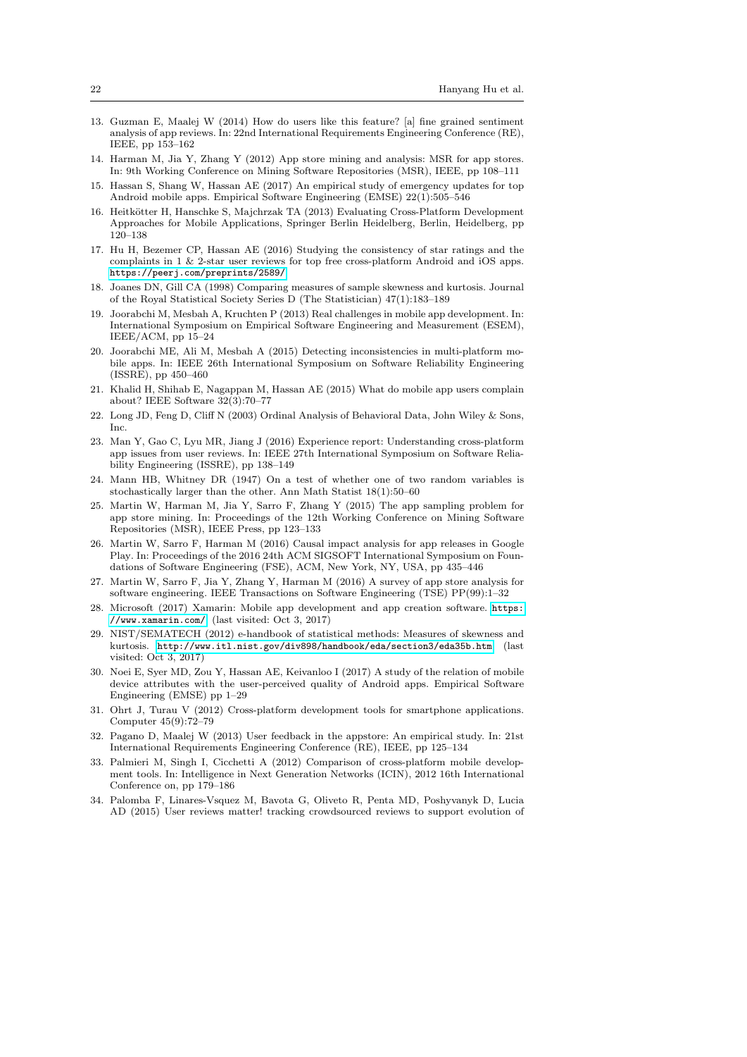13. Guzman E, Maalej W (2014) How do users like this feature? [a] fine grained sentiment analysis of app reviews. In: 22nd International Requirements Engineering Conference (RE), IEEE, pp 153–162
14. Harman M, Jia Y, Zhang Y (2012) App store mining and analysis: MSR for app stores. In: 9th Working Conference on Mining Software Repositories (MSR), IEEE, pp 108–111
15. Hassan S, Shang W, Hassan AE (2017) An empirical study of emergency updates for top Android mobile apps. Empirical Software Engineering (EMSE) 22(1):505–546
16. Heitkötter H, Hanschke S, Majchrzak TA (2013) Evaluating Cross-Platform Development Approaches for Mobile Applications, Springer Berlin Heidelberg, Berlin, Heidelberg, pp 120–138
17. Hu H, Bezemer CP, Hassan AE (2016) Studying the consistency of star ratings and the complaints in 1 & 2-star user reviews for top free cross-platform Android and iOS apps. https://peerj.com/preprints/2589/
18. Joanes DN, Gill CA (1998) Comparing measures of sample skewness and kurtosis. Journal of the Royal Statistical Society Series D (The Statistician) 47(1):183–189
19. Joorabchi M, Mesbah A, Kruchten P (2013) Real challenges in mobile app development. In: International Symposium on Empirical Software Engineering and Measurement (ESEM), IEEE/ACM, pp 15–24
20. Joorabchi ME, Ali M, Mesbah A (2015) Detecting inconsistencies in multi-platform mobile apps. In: IEEE 26th International Symposium on Software Reliability Engineering (ISSRE), pp 450–460
21. Khalid H, Shihab E, Nagappan M, Hassan AE (2015) What do mobile app users complain about? IEEE Software 32(3):70–77
22. Long JD, Feng D, Cliff N (2003) Ordinal Analysis of Behavioral Data, John Wiley & Sons, Inc.
23. Man Y, Gao C, Lyu MR, Jiang J (2016) Experience report: Understanding cross-platform app issues from user reviews. In: IEEE 27th International Symposium on Software Reliability Engineering (ISSRE), pp 138–149
24. Mann HB, Whitney DR (1947) On a test of whether one of two random variables is stochastically larger than the other. Ann Math Statist 18(1):50–60
25. Martin W, Harman M, Jia Y, Sarro F, Zhang Y (2015) The app sampling problem for app store mining. In: Proceedings of the 12th Working Conference on Mining Software Repositories (MSR), IEEE Press, pp 123–133
26. Martin W, Sarro F, Harman M (2016) Causal impact analysis for app releases in Google Play. In: Proceedings of the 2016 24th ACM SIGSOFT International Symposium on Foundations of Software Engineering (FSE), ACM, New York, NY, USA, pp 435–446
27. Martin W, Sarro F, Jia Y, Zhang Y, Harman M (2016) A survey of app store analysis for software engineering. IEEE Transactions on Software Engineering (TSE) PP(99):1–32
28. Microsoft (2017) Xamarin: Mobile app development and app creation software. https://www.xamarin.com/ (last visited: Oct 3, 2017)
29. NIST/SEMATECH (2012) e-handbook of statistical methods: Measures of skewness and kurtosis. http://www.itl.nist.gov/div898/handbook/eda/section3/eda35b.htm (last visited: Oct 3, 2017)
30. Noei E, Syer MD, Zou Y, Hassan AE, Keivanloo I (2017) A study of the relation of mobile device attributes with the user-perceived quality of Android apps. Empirical Software Engineering (EMSE) pp 1–29
31. Ohrt J, Turau V (2012) Cross-platform development tools for smartphone applications. Computer 45(9):72–79
32. Pagano D, Maalej W (2013) User feedback in the appstore: An empirical study. In: 21st International Requirements Engineering Conference (RE), IEEE, pp 125–134
33. Palmieri M, Singh I, Cicchetti A (2012) Comparison of cross-platform mobile development tools. In: Intelligence in Next Generation Networks (ICIN), 2012 16th International Conference on, pp 179–186
34. Palomba F, Linares-Vsquez M, Bavota G, Oliveto R, Penta MD, Poshyvanyk D, Lucia AD (2015) User reviews matter! tracking crowdsourced reviews to support evolution of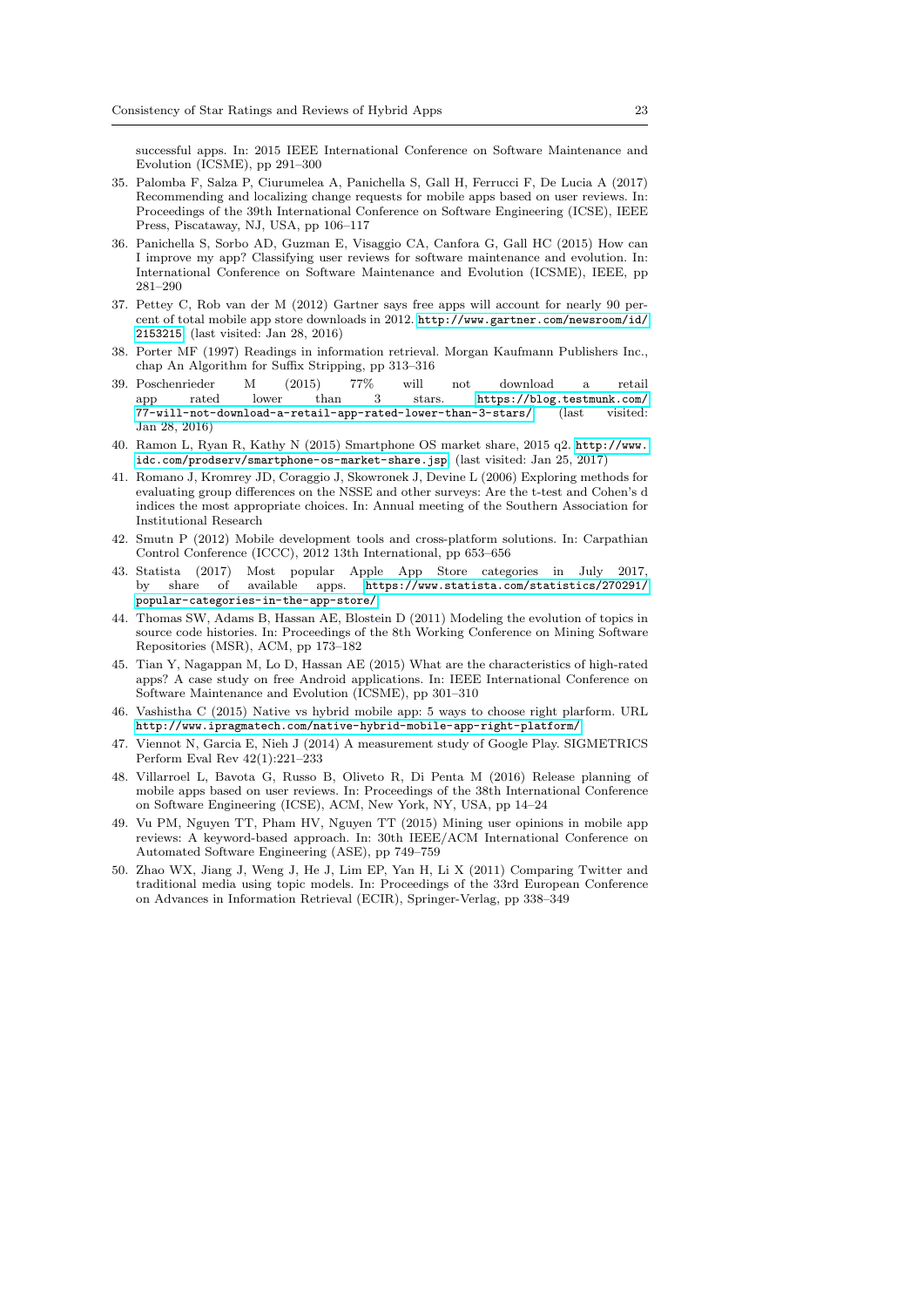successful apps. In: 2015 IEEE International Conference on Software Maintenance and Evolution (ICSME), pp 291–300

35. Palomba F, Salza P, Ciurumelea A, Panichella S, Gall H, Ferrucci F, De Lucia A (2017) Recommending and localizing change requests for mobile apps based on user reviews. In: Proceedings of the 39th International Conference on Software Engineering (ICSE), IEEE Press, Piscataway, NJ, USA, pp 106–117
36. Panichella S, Sorbo AD, Guzman E, Visaggio CA, Canfora G, Gall HC (2015) How can I improve my app? Classifying user reviews for software maintenance and evolution. In: International Conference on Software Maintenance and Evolution (ICSME), IEEE, pp 281–290
37. Pettey C, Rob van der M (2012) Gartner says free apps will account for nearly 90 percent of total mobile app store downloads in 2012. http://www.gartner.com/newsroom/id/2153215 (last visited: Jan 28, 2016)
38. Porter MF (1997) Readings in information retrieval. Morgan Kaufmann Publishers Inc., chap An Algorithm for Suffix Stripping, pp 313–316
39. Poschenrieder M (2015) 77% will not download a retail app rated lower than 3 stars. https://blog.testmunk.com/77-will-not-download-a-retail-app-rated-lower-than-3-stars/ (last visited: Jan 28, 2016)
40. Ramon L, Ryan R, Kathy N (2015) Smartphone OS market share, 2015 q2. http://www.idc.com/prodserv/smartphone-os-market-share.jsp (last visited: Jan 25, 2017)
41. Romano J, Kromrey JD, Coraggio J, Skowronek J, Devine L (2006) Exploring methods for evaluating group differences on the NSSE and other surveys: Are the t-test and Cohen's d indices the most appropriate choices. In: Annual meeting of the Southern Association for Institutional Research
42. Smutn P (2012) Mobile development tools and cross-platform solutions. In: Carpathian Control Conference (ICCC), 2012 13th International, pp 653–656
43. Statista (2017) Most popular Apple App Store categories in July 2017, by share of available apps. https://www.statista.com/statistics/270291/popular-categories-in-the-app-store/
44. Thomas SW, Adams B, Hassan AE, Blostein D (2011) Modeling the evolution of topics in source code histories. In: Proceedings of the 8th Working Conference on Mining Software Repositories (MSR), ACM, pp 173–182
45. Tian Y, Nagappan M, Lo D, Hassan AE (2015) What are the characteristics of high-rated apps? A case study on free Android applications. In: IEEE International Conference on Software Maintenance and Evolution (ICSME), pp 301–310
46. Vashistha C (2015) Native vs hybrid mobile app: 5 ways to choose right plarform. URL http://www.ipragmatech.com/native-hybrid-mobile-app-right-platform/
47. Viennot N, Garcia E, Nieh J (2014) A measurement study of Google Play. SIGMETRICS Perform Eval Rev 42(1):221–233
48. Villarroel L, Bavota G, Russo B, Oliveto R, Di Penta M (2016) Release planning of mobile apps based on user reviews. In: Proceedings of the 38th International Conference on Software Engineering (ICSE), ACM, New York, NY, USA, pp 14–24
49. Vu PM, Nguyen TT, Pham HV, Nguyen TT (2015) Mining user opinions in mobile app reviews: A keyword-based approach. In: 30th IEEE/ACM International Conference on Automated Software Engineering (ASE), pp 749–759
50. Zhao WX, Jiang J, Weng J, He J, Lim EP, Yan H, Li X (2011) Comparing Twitter and traditional media using topic models. In: Proceedings of the 33rd European Conference on Advances in Information Retrieval (ECIR), Springer-Verlag, pp 338–349